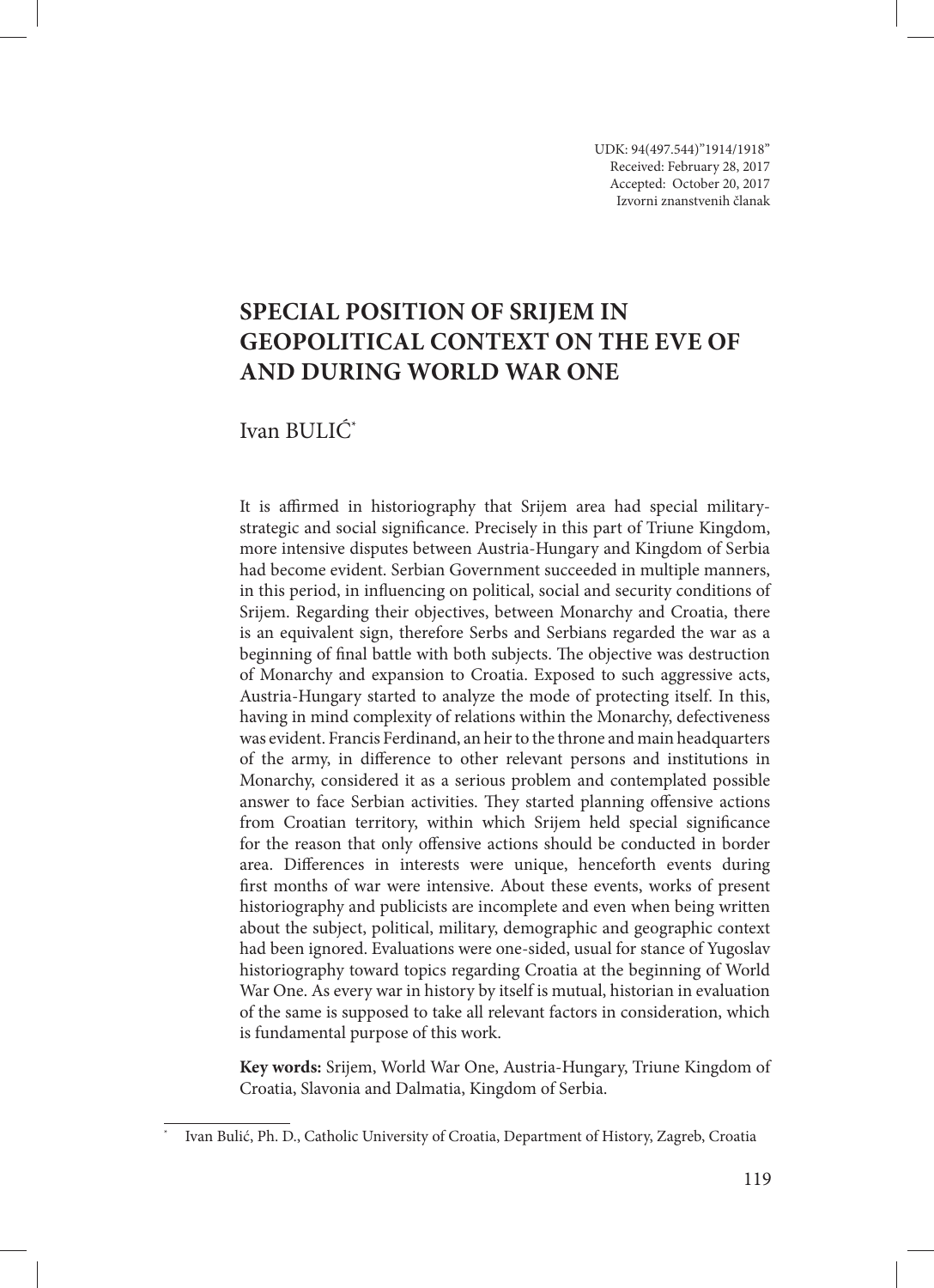UDK: 94(497.544)"1914/1918"
Received: February 28, 2017
Accepted: October 20, 2017
Izvorni znanstvenih članak

# SPECIAL POSITION OF SRIJEM IN GEOPOLITICAL CONTEXT ON THE EVE OF AND DURING WORLD WAR ONE

Ivan BULIĆ*

It is affirmed in historiography that Srijem area had special military-strategic and social significance. Precisely in this part of Triune Kingdom, more intensive disputes between Austria-Hungary and Kingdom of Serbia had become evident. Serbian Government succeeded in multiple manners, in this period, in influencing on political, social and security conditions of Srijem. Regarding their objectives, between Monarchy and Croatia, there is an equivalent sign, therefore Serbs and Serbians regarded the war as a beginning of final battle with both subjects. The objective was destruction of Monarchy and expansion to Croatia. Exposed to such aggressive acts, Austria-Hungary started to analyze the mode of protecting itself. In this, having in mind complexity of relations within the Monarchy, defectiveness was evident. Francis Ferdinand, an heir to the throne and main headquarters of the army, in difference to other relevant persons and institutions in Monarchy, considered it as a serious problem and contemplated possible answer to face Serbian activities. They started planning offensive actions from Croatian territory, within which Srijem held special significance for the reason that only offensive actions should be conducted in border area. Differences in interests were unique, henceforth events during first months of war were intensive. About these events, works of present historiography and publicists are incomplete and even when being written about the subject, political, military, demographic and geographic context had been ignored. Evaluations were one-sided, usual for stance of Yugoslav historiography toward topics regarding Croatia at the beginning of World War One. As every war in history by itself is mutual, historian in evaluation of the same is supposed to take all relevant factors in consideration, which is fundamental purpose of this work.

**Key words:** Srijem, World War One, Austria-Hungary, Triune Kingdom of Croatia, Slavonia and Dalmatia, Kingdom of Serbia.

---

* Ivan Bulić, Ph. D., Catholic University of Croatia, Department of History, Zagreb, Croatia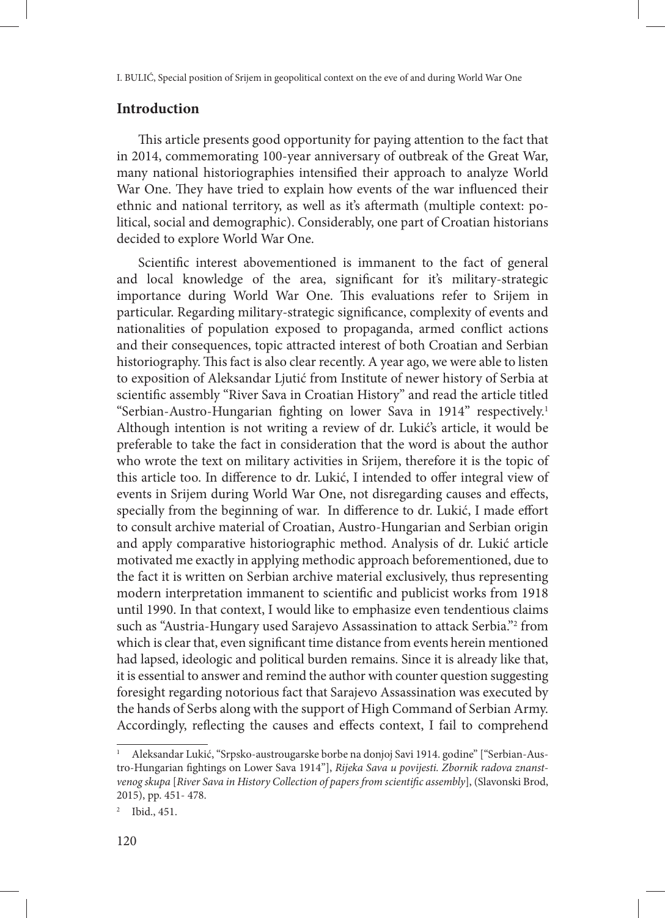## Introduction

This article presents good opportunity for paying attention to the fact that in 2014, commemorating 100-year anniversary of outbreak of the Great War, many national historiographies intensified their approach to analyze World War One. They have tried to explain how events of the war influenced their ethnic and national territory, as well as it's aftermath (multiple context: political, social and demographic). Considerably, one part of Croatian historians decided to explore World War One.

Scientific interest abovementioned is immanent to the fact of general and local knowledge of the area, significant for it's military-strategic importance during World War One. This evaluations refer to Srijem in particular. Regarding military-strategic significance, complexity of events and nationalities of population exposed to propaganda, armed conflict actions and their consequences, topic attracted interest of both Croatian and Serbian historiography. This fact is also clear recently. A year ago, we were able to listen to exposition of Aleksandar Ljutić from Institute of newer history of Serbia at scientific assembly "River Sava in Croatian History" and read the article titled "Serbian-Austro-Hungarian fighting on lower Sava in 1914" respectively.[1] Although intention is not writing a review of dr. Lukić's article, it would be preferable to take the fact in consideration that the word is about the author who wrote the text on military activities in Srijem, therefore it is the topic of this article too. In difference to dr. Lukić, I intended to offer integral view of events in Srijem during World War One, not disregarding causes and effects, specially from the beginning of war. In difference to dr. Lukić, I made effort to consult archive material of Croatian, Austro-Hungarian and Serbian origin and apply comparative historiographic method. Analysis of dr. Lukić article motivated me exactly in applying methodic approach beforementioned, due to the fact it is written on Serbian archive material exclusively, thus representing modern interpretation immanent to scientific and publicist works from 1918 until 1990. In that context, I would like to emphasize even tendentious claims such as "Austria-Hungary used Sarajevo Assassination to attack Serbia."[2] from which is clear that, even significant time distance from events herein mentioned had lapsed, ideologic and political burden remains. Since it is already like that, it is essential to answer and remind the author with counter question suggesting foresight regarding notorious fact that Sarajevo Assassination was executed by the hands of Serbs along with the support of High Command of Serbian Army. Accordingly, reflecting the causes and effects context, I fail to comprehend

---

[1] Aleksandar Lukić, "Srpsko-austrougarske borbe na donjoj Savi 1914. godine" ["Serbian-Austro-Hungarian fightings on Lower Sava 1914"], *Rijeka Sava u povijesti. Zbornik radova znanstvenog skupa* [*River Sava in History Collection of papers from scientific assembly*], (Slavonski Brod, 2015), pp. 451- 478.

[2] Ibid., 451.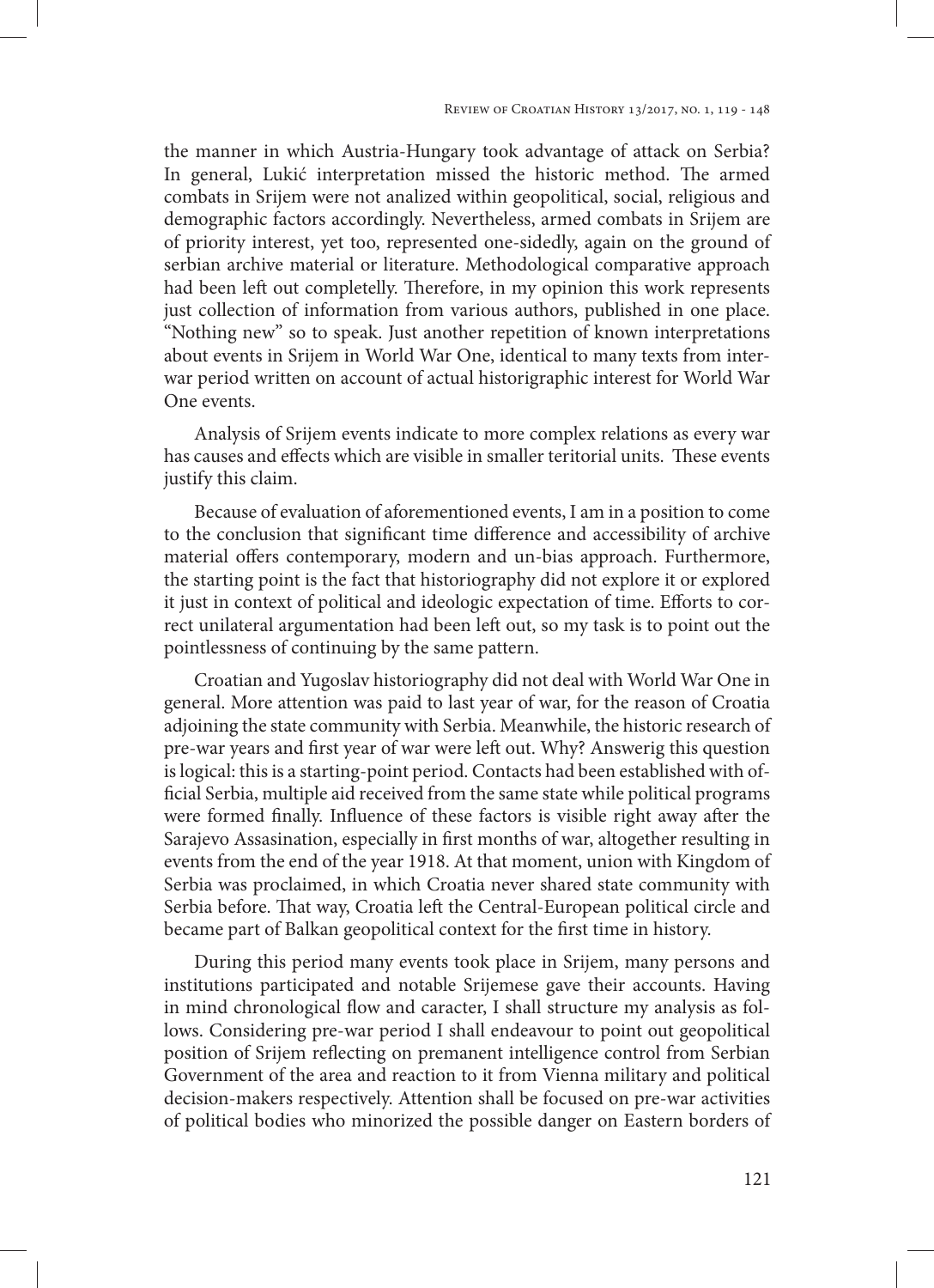the manner in which Austria-Hungary took advantage of attack on Serbia? In general, Lukić interpretation missed the historic method. The armed combats in Srijem were not analized within geopolitical, social, religious and demographic factors accordingly. Nevertheless, armed combats in Srijem are of priority interest, yet too, represented one-sidedly, again on the ground of serbian archive material or literature. Methodological comparative approach had been left out completetelly. Therefore, in my opinion this work represents just collection of information from various authors, published in one place. "Nothing new" so to speak. Just another repetition of known interpretations about events in Srijem in World War One, identical to many texts from interwar period written on account of actual historigraphic interest for World War One events.

Analysis of Srijem events indicate to more complex relations as every war has causes and effects which are visible in smaller teritorial units. These events justify this claim.

Because of evaluation of aforementioned events, I am in a position to come to the conclusion that significant time difference and accessibility of archive material offers contemporary, modern and un-bias approach. Furthermore, the starting point is the fact that historiography did not explore it or explored it just in context of political and ideologic expectation of time. Efforts to correct unilateral argumentation had been left out, so my task is to point out the pointlessness of continuing by the same pattern.

Croatian and Yugoslav historiography did not deal with World War One in general. More attention was paid to last year of war, for the reason of Croatia adjoining the state community with Serbia. Meanwhile, the historic research of pre-war years and first year of war were left out. Why? Answerig this question is logical: this is a starting-point period. Contacts had been established with official Serbia, multiple aid received from the same state while political programs were formed finally. Influence of these factors is visible right away after the Sarajevo Assasination, especially in first months of war, altogether resulting in events from the end of the year 1918. At that moment, union with Kingdom of Serbia was proclaimed, in which Croatia never shared state community with Serbia before. That way, Croatia left the Central-European political circle and became part of Balkan geopolitical context for the first time in history.

During this period many events took place in Srijem, many persons and institutions participated and notable Srijemese gave their accounts. Having in mind chronological flow and caracter, I shall structure my analysis as follows. Considering pre-war period I shall endeavour to point out geopolitical position of Srijem reflecting on premanent intelligence control from Serbian Government of the area and reaction to it from Vienna military and political decision-makers respectively. Attention shall be focused on pre-war activities of political bodies who minorized the possible danger on Eastern borders of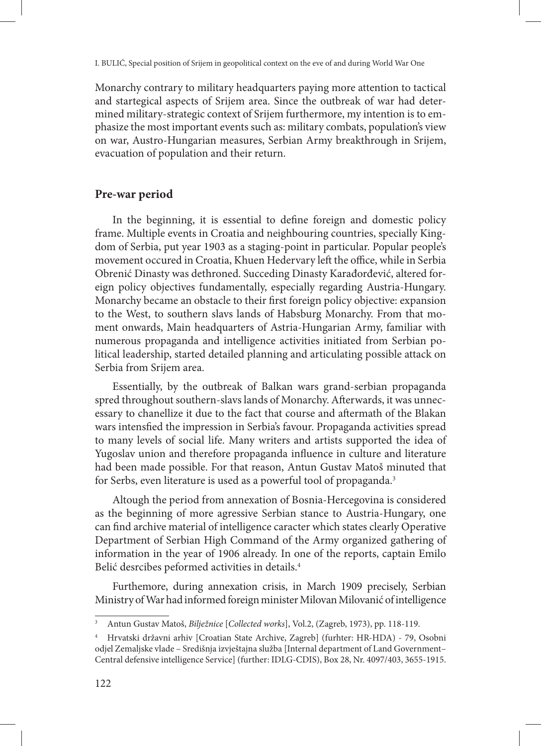Monarchy contrary to military headquarters paying more attention to tactical and startegical aspects of Srijem area. Since the outbreak of war had determined military-strategic context of Srijem furthermore, my intention is to emphasize the most important events such as: military combats, population's view on war, Austro-Hungarian measures, Serbian Army breakthrough in Srijem, evacuation of population and their return.

## Pre-war period

In the beginning, it is essential to define foreign and domestic policy frame. Multiple events in Croatia and neighbouring countries, specially Kingdom of Serbia, put year 1903 as a staging-point in particular. Popular people's movement occured in Croatia, Khuen Hedervary left the office, while in Serbia Obrenić Dinasty was dethroned. Succeding Dinasty Karađorđević, altered foreign policy objectives fundamentally, especially regarding Austria-Hungary. Monarchy became an obstacle to their first foreign policy objective: expansion to the West, to southern slavs lands of Habsburg Monarchy. From that moment onwards, Main headquarters of Astria-Hungarian Army, familiar with numerous propaganda and intelligence activities initiated from Serbian political leadership, started detailed planning and articulating possible attack on Serbia from Srijem area.

Essentially, by the outbreak of Balkan wars grand-serbian propaganda spred throughout southern-slavs lands of Monarchy. Afterwards, it was unnecessary to chanellize it due to the fact that course and aftermath of the Blakan wars intensfied the impression in Serbia's favour. Propaganda activities spread to many levels of social life. Many writers and artists supported the idea of Yugoslav union and therefore propaganda influence in culture and literature had been made possible. For that reason, Antun Gustav Matoš minuted that for Serbs, even literature is used as a powerful tool of propaganda.[3]

Altough the period from annexation of Bosnia-Hercegovina is considered as the beginning of more agressive Serbian stance to Austria-Hungary, one can find archive material of intelligence caracter which states clearly Operative Department of Serbian High Command of the Army organized gathering of information in the year of 1906 already. In one of the reports, captain Emilo Belić desrcibes peformed activities in details.[4]

Furthemore, during annexation crisis, in March 1909 precisely, Serbian Ministry of War had informed foreign minister Milovan Milovanić of intelligence

---

[3] Antun Gustav Matoš, *Bilježnice* [*Collected works*], Vol.2, (Zagreb, 1973), pp. 118-119.

[4] Hrvatski državni arhiv [Croatian State Archive, Zagreb] (furhter: HR-HDA) - 79, Osobni odjel Zemaljske vlade – Središnja izvještajna služba [Internal department of Land Government–Central defensive intelligence Service] (further: IDLG-CDIS), Box 28, Nr. 4097/403, 3655-1915.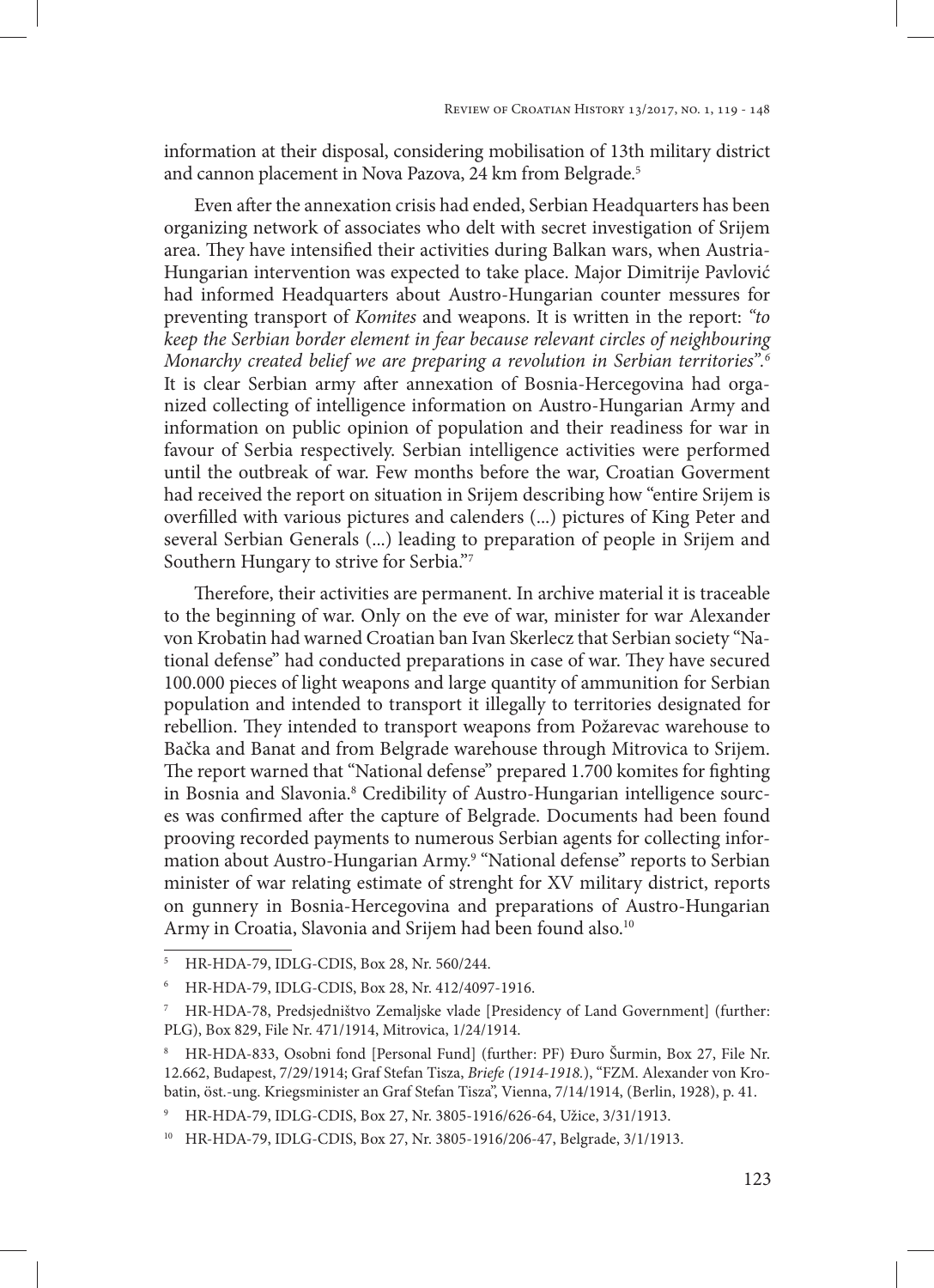information at their disposal, considering mobilisation of 13th military district and cannon placement in Nova Pazova, 24 km from Belgrade.[5]

Even after the annexation crisis had ended, Serbian Headquarters has been organizing network of associates who delt with secret investigation of Srijem area. They have intensified their activities during Balkan wars, when Austria-Hungarian intervention was expected to take place. Major Dimitrije Pavlović had informed Headquarters about Austro-Hungarian counter messures for preventing transport of *Komites* and weapons. It is written in the report: *"to keep the Serbian border element in fear because relevant circles of neighbouring Monarchy created belief we are preparing a revolution in Serbian territories".*[6] It is clear Serbian army after annexation of Bosnia-Hercegovina had organized collecting of intelligence information on Austro-Hungarian Army and information on public opinion of population and their readiness for war in favour of Serbia respectively. Serbian intelligence activities were performed until the outbreak of war. Few months before the war, Croatian Goverment had received the report on situation in Srijem describing how "entire Srijem is overfilled with various pictures and calenders (...) pictures of King Peter and several Serbian Generals (...) leading to preparation of people in Srijem and Southern Hungary to strive for Serbia."[7]

Therefore, their activities are permanent. In archive material it is traceable to the beginning of war. Only on the eve of war, minister for war Alexander von Krobatin had warned Croatian ban Ivan Skerlecz that Serbian society "National defense" had conducted preparations in case of war. They have secured 100.000 pieces of light weapons and large quantity of ammunition for Serbian population and intended to transport it illegally to territories designated for rebellion. They intended to transport weapons from Požarevac warehouse to Bačka and Banat and from Belgrade warehouse through Mitrovica to Srijem. The report warned that "National defense" prepared 1.700 komites for fighting in Bosnia and Slavonia.[8] Credibility of Austro-Hungarian intelligence sources was confirmed after the capture of Belgrade. Documents had been found prooving recorded payments to numerous Serbian agents for collecting information about Austro-Hungarian Army.[9] "National defense" reports to Serbian minister of war relating estimate of strenght for XV military district, reports on gunnery in Bosnia-Hercegovina and preparations of Austro-Hungarian Army in Croatia, Slavonia and Srijem had been found also.[10]

---

[5] HR-HDA-79, IDLG-CDIS, Box 28, Nr. 560/244.

[6] HR-HDA-79, IDLG-CDIS, Box 28, Nr. 412/4097-1916.

[7] HR-HDA-78, Predsjedništvo Zemaljske vlade [Presidency of Land Government] (further: PLG), Box 829, File Nr. 471/1914, Mitrovica, 1/24/1914.

[8] HR-HDA-833, Osobni fond [Personal Fund] (further: PF) Đuro Šurmin, Box 27, File Nr. 12.662, Budapest, 7/29/1914; Graf Stefan Tisza, *Briefe (1914-1918.)*, "FZM. Alexander von Krobatin, öst.-ung. Kriegsminister an Graf Stefan Tisza", Vienna, 7/14/1914, (Berlin, 1928), p. 41.

[9] HR-HDA-79, IDLG-CDIS, Box 27, Nr. 3805-1916/626-64, Užice, 3/31/1913.

[10] HR-HDA-79, IDLG-CDIS, Box 27, Nr. 3805-1916/206-47, Belgrade, 3/1/1913.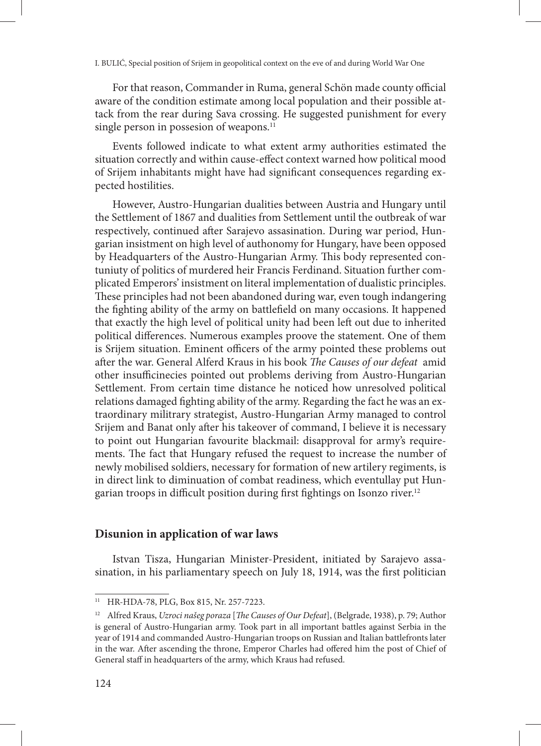For that reason, Commander in Ruma, general Schön made county official aware of the condition estimate among local population and their possible attack from the rear during Sava crossing. He suggested punishment for every single person in possesion of weapons.[11]

Events followed indicate to what extent army authorities estimated the situation correctly and within cause-effect context warned how political mood of Srijem inhabitants might have had significant consequences regarding expected hostilities.

However, Austro-Hungarian dualities between Austria and Hungary until the Settlement of 1867 and dualities from Settlement until the outbreak of war respectively, continued after Sarajevo assasination. During war period, Hungarian insistment on high level of authonomy for Hungary, have been opposed by Headquarters of the Austro-Hungarian Army. This body represented contuniuty of politics of murdered heir Francis Ferdinand. Situation further complicated Emperors' insistment on literal implementation of dualistic principles. These principles had not been abandoned during war, even tough indangering the fighting ability of the army on battlefield on many occasions. It happened that exactly the high level of political unity had been left out due to inherited political differences. Numerous examples proove the statement. One of them is Srijem situation. Eminent officers of the army pointed these problems out after the war. General Alferd Kraus in his book *The Causes of our defeat* amid other insufficinecies pointed out problems deriving from Austro-Hungarian Settlement. From certain time distance he noticed how unresolved political relations damaged fighting ability of the army. Regarding the fact he was an extraordinary militrary strategist, Austro-Hungarian Army managed to control Srijem and Banat only after his takeover of command, I believe it is necessary to point out Hungarian favourite blackmail: disapproval for army's requirements. The fact that Hungary refused the request to increase the number of newly mobilised soldiers, necessary for formation of new artilery regiments, is in direct link to diminuation of combat readiness, which eventullay put Hungarian troops in difficult position during first fightings on Isonzo river.[12]

## Disunion in application of war laws

Istvan Tisza, Hungarian Minister-President, initiated by Sarajevo assasination, in his parliamentary speech on July 18, 1914, was the first politician

---

[11] HR-HDA-78, PLG, Box 815, Nr. 257-7223.

[12] Alfred Kraus, *Uzroci našeg poraza* [*The Causes of Our Defeat*], (Belgrade, 1938), p. 79; Author is general of Austro-Hungarian army. Took part in all important battles against Serbia in the year of 1914 and commanded Austro-Hungarian troops on Russian and Italian battlefronts later in the war. After ascending the throne, Emperor Charles had offered him the post of Chief of General staff in headquarters of the army, which Kraus had refused.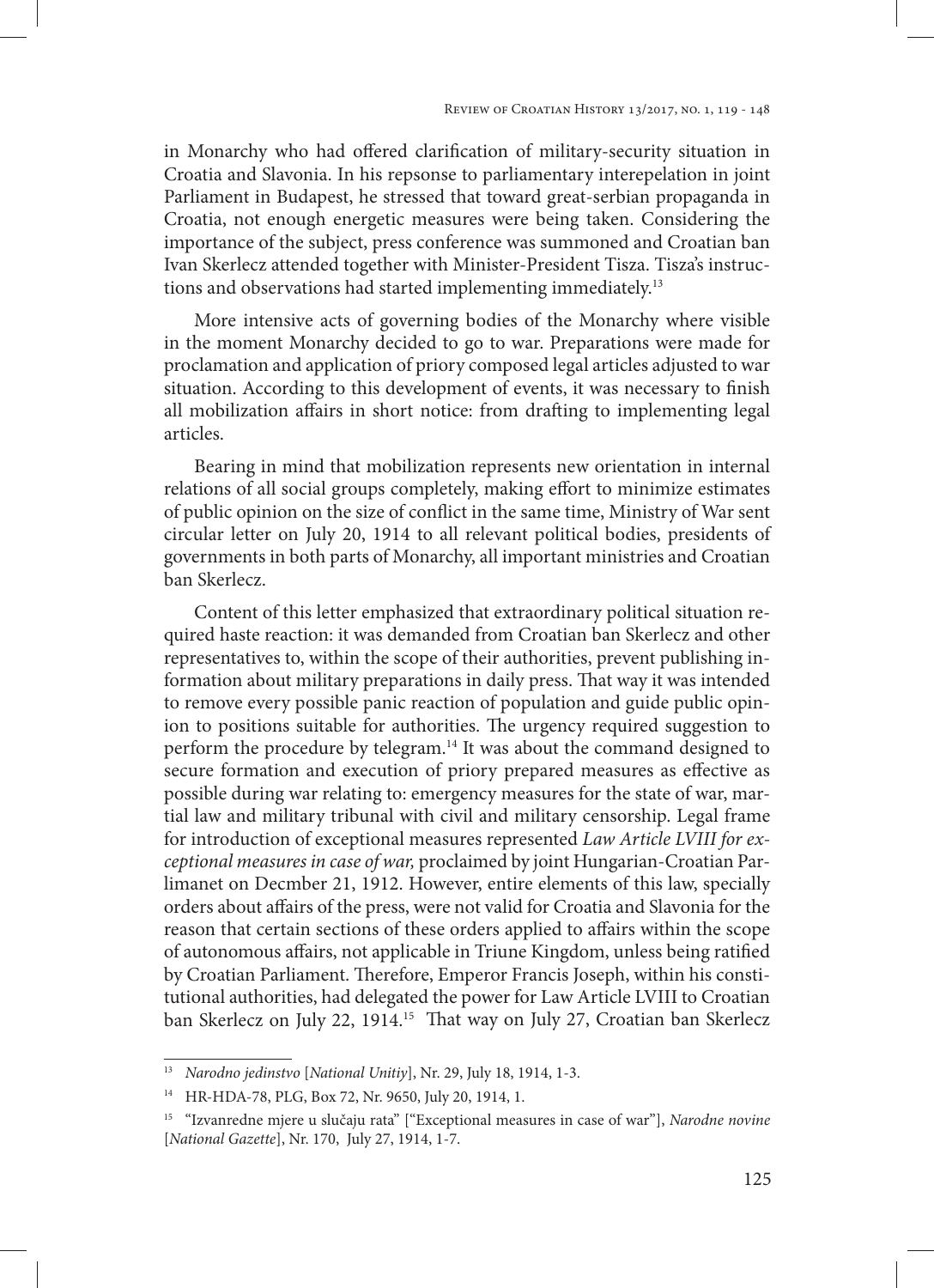in Monarchy who had offered clarification of military-security situation in Croatia and Slavonia. In his repsonse to parliamentary interepelation in joint Parliament in Budapest, he stressed that toward great-serbian propaganda in Croatia, not enough energetic measures were being taken. Considering the importance of the subject, press conference was summoned and Croatian ban Ivan Skerlecz attended together with Minister-President Tisza. Tisza's instructions and observations had started implementing immediately.[13]

More intensive acts of governing bodies of the Monarchy where visible in the moment Monarchy decided to go to war. Preparations were made for proclamation and application of priory composed legal articles adjusted to war situation. According to this development of events, it was necessary to finish all mobilization affairs in short notice: from drafting to implementing legal articles.

Bearing in mind that mobilization represents new orientation in internal relations of all social groups completely, making effort to minimize estimates of public opinion on the size of conflict in the same time, Ministry of War sent circular letter on July 20, 1914 to all relevant political bodies, presidents of governments in both parts of Monarchy, all important ministries and Croatian ban Skerlecz.

Content of this letter emphasized that extraordinary political situation required haste reaction: it was demanded from Croatian ban Skerlecz and other representatives to, within the scope of their authorities, prevent publishing information about military preparations in daily press. That way it was intended to remove every possible panic reaction of population and guide public opinion to positions suitable for authorities. The urgency required suggestion to perform the procedure by telegram.[14] It was about the command designed to secure formation and execution of priory prepared measures as effective as possible during war relating to: emergency measures for the state of war, martial law and military tribunal with civil and military censorship. Legal frame for introduction of exceptional measures represented *Law Article LVIII for exceptional measures in case of war,* proclaimed by joint Hungarian-Croatian Parlimanet on Decmber 21, 1912. However, entire elements of this law, specially orders about affairs of the press, were not valid for Croatia and Slavonia for the reason that certain sections of these orders applied to affairs within the scope of autonomous affairs, not applicable in Triune Kingdom, unless being ratified by Croatian Parliament. Therefore, Emperor Francis Joseph, within his constitutional authorities, had delegated the power for Law Article LVIII to Croatian ban Skerlecz on July 22, 1914.[15] That way on July 27, Croatian ban Skerlecz

---

[13] *Narodno jedinstvo* [*National Unitiy*], Nr. 29, July 18, 1914, 1-3.

[14] HR-HDA-78, PLG, Box 72, Nr. 9650, July 20, 1914, 1.

[15] "Izvanredne mjere u slučaju rata" ["Exceptional measures in case of war"], *Narodne novine* [*National Gazette*], Nr. 170, July 27, 1914, 1-7.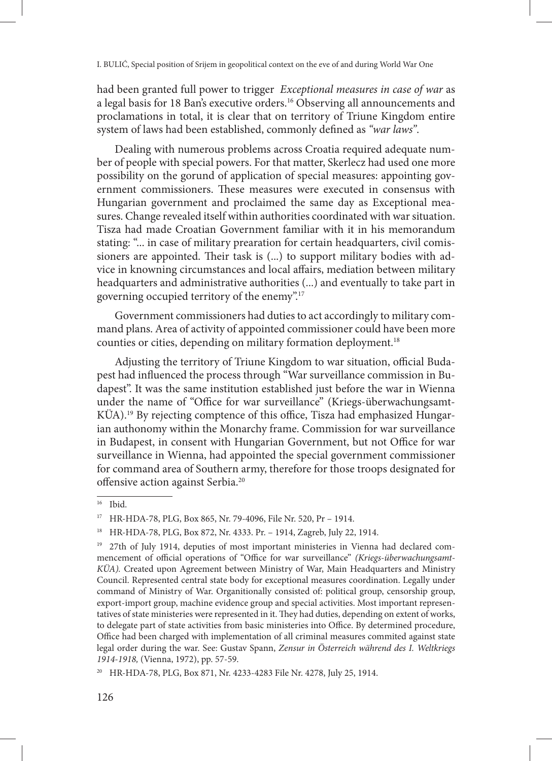had been granted full power to trigger *Exceptional measures in case of war* as a legal basis for 18 Ban's executive orders.[16] Observing all announcements and proclamations in total, it is clear that on territory of Triune Kingdom entire system of laws had been established, commonly defined as *"war laws"*.

Dealing with numerous problems across Croatia required adequate number of people with special powers. For that matter, Skerlecz had used one more possibility on the gorund of application of special measures: appointing government commissioners. These measures were executed in consensus with Hungarian government and proclaimed the same day as Exceptional measures. Change revealed itself within authorities coordinated with war situation. Tisza had made Croatian Government familiar with it in his memorandum stating: "... in case of military prearation for certain headquarters, civil comissioners are appointed. Their task is (...) to support military bodies with advice in knowning circumstances and local affairs, mediation between military headquarters and administrative authorities (...) and eventually to take part in governing occupied territory of the enemy".[17]

Government commissioners had duties to act accordingly to military command plans. Area of activity of appointed commissioner could have been more counties or cities, depending on military formation deployment.[18]

Adjusting the territory of Triune Kingdom to war situation, official Budapest had influenced the process through "War surveillance commission in Budapest". It was the same institution established just before the war in Wienna under the name of "Office for war surveillance" (Kriegs-überwachungsamt-KÜA).[19] By rejecting comptence of this office, Tisza had emphasized Hungarian authonomy within the Monarchy frame. Commission for war surveillance in Budapest, in consent with Hungarian Government, but not Office for war surveillance in Wienna, had appointed the special government commissioner for command area of Southern army, therefore for those troops designated for offensive action against Serbia.[20]

---

16 Ibid.

17 HR-HDA-78, PLG, Box 865, Nr. 79-4096, File Nr. 520, Pr – 1914.

18 HR-HDA-78, PLG, Box 872, Nr. 4333. Pr. – 1914, Zagreb, July 22, 1914.

19 27th of July 1914, deputies of most important ministeries in Vienna had declared commencement of official operations of "Office for war surveillance" *(Kriegs-überwachungsamt-KÜA)*. Created upon Agreement between Ministry of War, Main Headquarters and Ministry Council. Represented central state body for exceptional measures coordination. Legally under command of Ministry of War. Organitionally consisted of: political group, censorship group, export-import group, machine evidence group and special activities. Most important representatives of state ministeries were represented in it. They had duties, depending on extent of works, to delegate part of state activities from basic ministeries into Office. By determined procedure, Office had been charged with implementation of all criminal measures commited against state legal order during the war. See: Gustav Spann, *Zensur in Österreich während des I. Weltkriegs 1914-1918,* (Vienna, 1972), pp. 57-59.

20 HR-HDA-78, PLG, Box 871, Nr. 4233-4283 File Nr. 4278, July 25, 1914.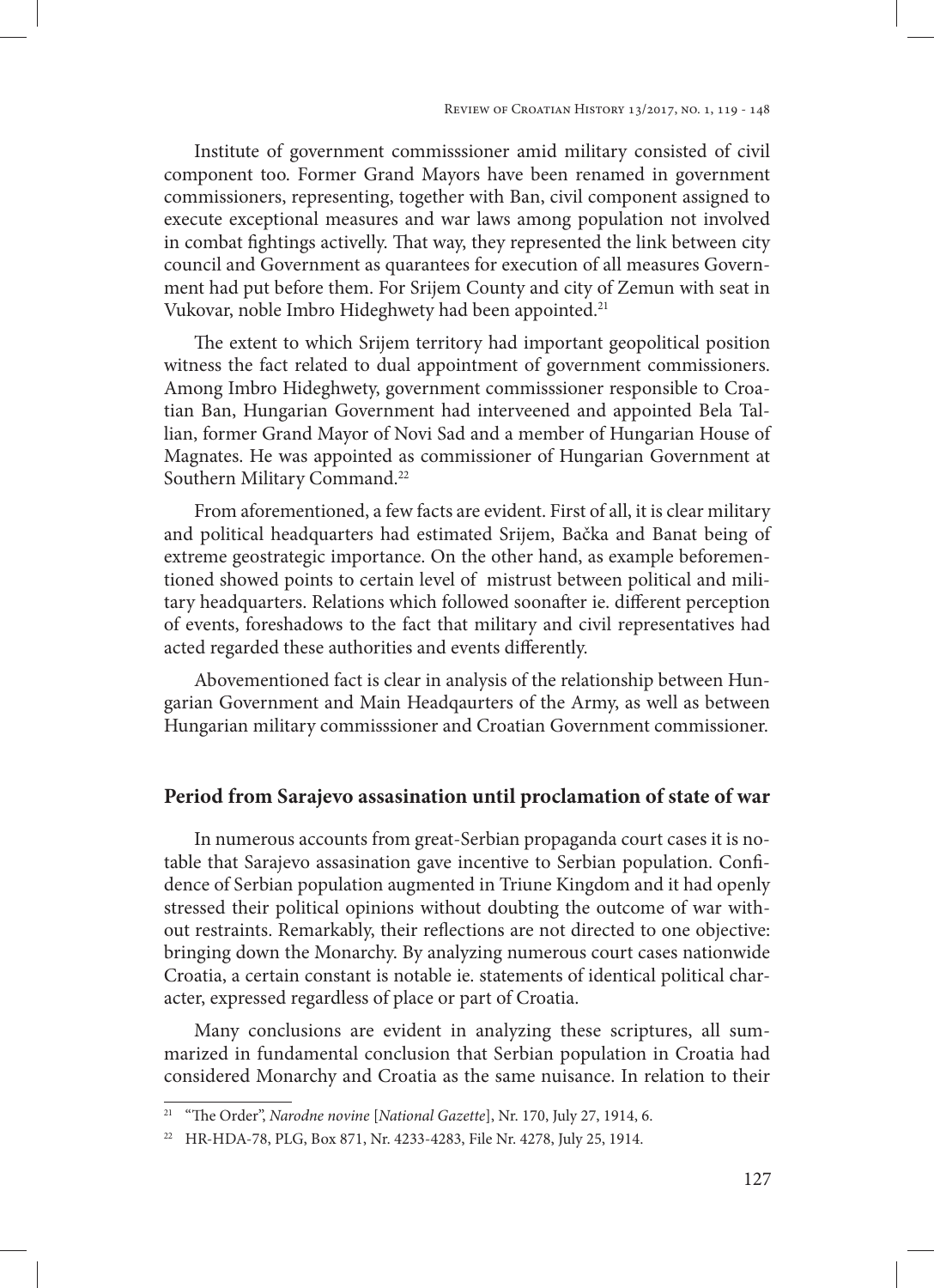Institute of government commisssioner amid military consisted of civil component too. Former Grand Mayors have been renamed in government commissioners, representing, together with Ban, civil component assigned to execute exceptional measures and war laws among population not involved in combat fightings activelly. That way, they represented the link between city council and Government as quarantees for execution of all measures Government had put before them. For Srijem County and city of Zemun with seat in Vukovar, noble Imbro Hideghwety had been appointed.[21]

The extent to which Srijem territory had important geopolitical position witness the fact related to dual appointment of government commissioners. Among Imbro Hideghwety, government commisssioner responsible to Croatian Ban, Hungarian Government had interveened and appointed Bela Tallian, former Grand Mayor of Novi Sad and a member of Hungarian House of Magnates. He was appointed as commissioner of Hungarian Government at Southern Military Command.[22]

From aforementioned, a few facts are evident. First of all, it is clear military and political headquarters had estimated Srijem, Bačka and Banat being of extreme geostrategic importance. On the other hand, as example beforementioned showed points to certain level of mistrust between political and military headquarters. Relations which followed soonafter ie. different perception of events, foreshadows to the fact that military and civil representatives had acted regarded these authorities and events differently.

Abovementioned fact is clear in analysis of the relationship between Hungarian Government and Main Headqaurters of the Army, as well as between Hungarian military commisssioner and Croatian Government commissioner.

## Period from Sarajevo assasination until proclamation of state of war

In numerous accounts from great-Serbian propaganda court cases it is notable that Sarajevo assasination gave incentive to Serbian population. Confidence of Serbian population augmented in Triune Kingdom and it had openly stressed their political opinions without doubting the outcome of war without restraints. Remarkably, their reflections are not directed to one objective: bringing down the Monarchy. By analyzing numerous court cases nationwide Croatia, a certain constant is notable ie. statements of identical political character, expressed regardless of place or part of Croatia.

Many conclusions are evident in analyzing these scriptures, all summarized in fundamental conclusion that Serbian population in Croatia had considered Monarchy and Croatia as the same nuisance. In relation to their

---

[21] "The Order", *Narodne novine* [*National Gazette*], Nr. 170, July 27, 1914, 6.

[22] HR-HDA-78, PLG, Box 871, Nr. 4233-4283, File Nr. 4278, July 25, 1914.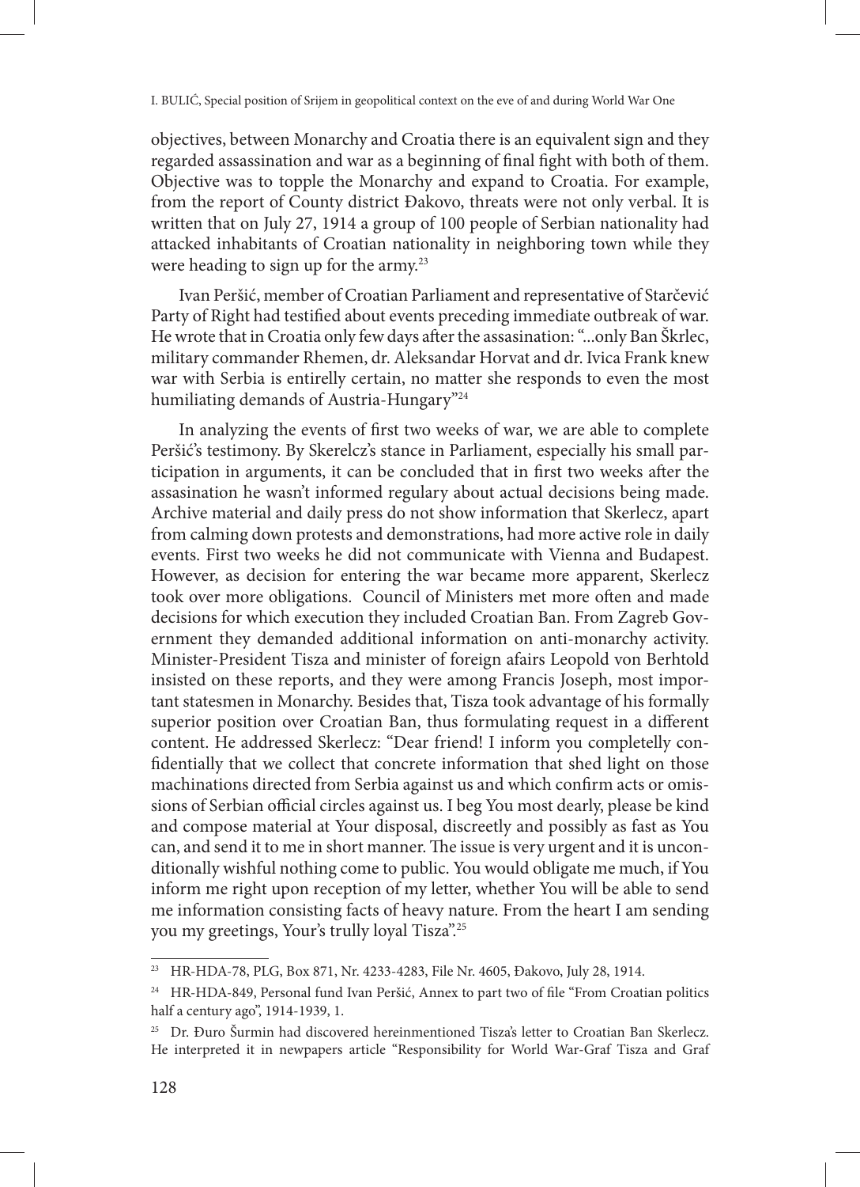objectives, between Monarchy and Croatia there is an equivalent sign and they regarded assassination and war as a beginning of final fight with both of them. Objective was to topple the Monarchy and expand to Croatia. For example, from the report of County district Đakovo, threats were not only verbal. It is written that on July 27, 1914 a group of 100 people of Serbian nationality had attacked inhabitants of Croatian nationality in neighboring town while they were heading to sign up for the army.[23]

Ivan Peršić, member of Croatian Parliament and representative of Starčević Party of Right had testified about events preceding immediate outbreak of war. He wrote that in Croatia only few days after the assasination: "...only Ban Škrlec, military commander Rhemen, dr. Aleksandar Horvat and dr. Ivica Frank knew war with Serbia is entirelly certain, no matter she responds to even the most humiliating demands of Austria-Hungary"[24]

In analyzing the events of first two weeks of war, we are able to complete Peršić's testimony. By Skerelcz's stance in Parliament, especially his small participation in arguments, it can be concluded that in first two weeks after the assasination he wasn't informed regulary about actual decisions being made. Archive material and daily press do not show information that Skerlecz, apart from calming down protests and demonstrations, had more active role in daily events. First two weeks he did not communicate with Vienna and Budapest. However, as decision for entering the war became more apparent, Skerlecz took over more obligations. Council of Ministers met more often and made decisions for which execution they included Croatian Ban. From Zagreb Government they demanded additional information on anti-monarchy activity. Minister-President Tisza and minister of foreign afairs Leopold von Berhtold insisted on these reports, and they were among Francis Joseph, most important statesmen in Monarchy. Besides that, Tisza took advantage of his formally superior position over Croatian Ban, thus formulating request in a different content. He addressed Skerlecz: "Dear friend! I inform you completelly confidentially that we collect that concrete information that shed light on those machinations directed from Serbia against us and which confirm acts or omissions of Serbian official circles against us. I beg You most dearly, please be kind and compose material at Your disposal, discreetly and possibly as fast as You can, and send it to me in short manner. The issue is very urgent and it is unconditionally wishful nothing come to public. You would obligate me much, if You inform me right upon reception of my letter, whether You will be able to send me information consisting facts of heavy nature. From the heart I am sending you my greetings, Your's trully loyal Tisza".[25]

---

[23] HR-HDA-78, PLG, Box 871, Nr. 4233-4283, File Nr. 4605, Đakovo, July 28, 1914.

[24] HR-HDA-849, Personal fund Ivan Peršić, Annex to part two of file "From Croatian politics half a century ago", 1914-1939, 1.

[25] Dr. Đuro Šurmin had discovered hereinmentioned Tisza's letter to Croatian Ban Skerlecz. He interpreted it in newpapers article "Responsibility for World War-Graf Tisza and Graf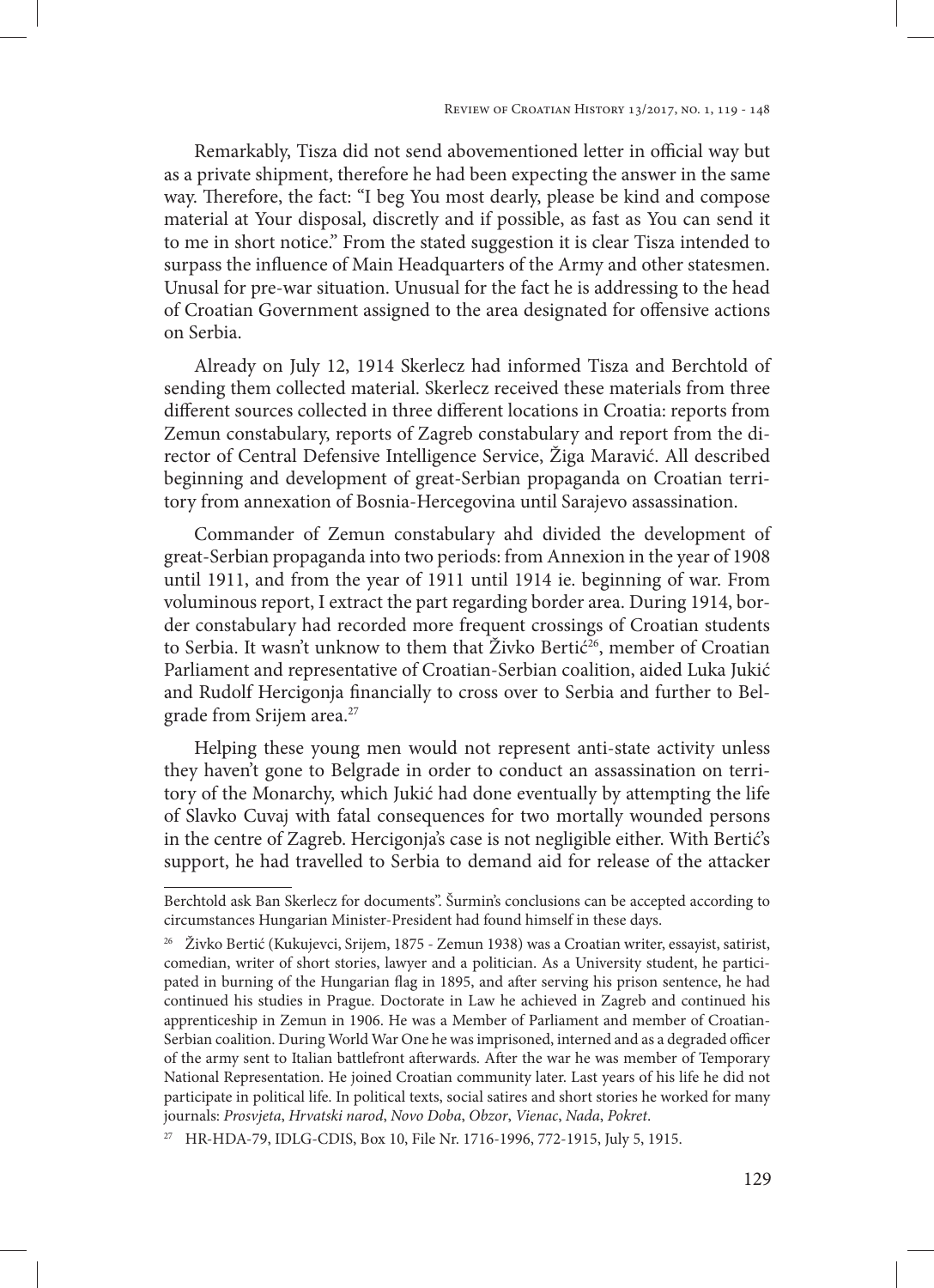Remarkably, Tisza did not send abovementioned letter in official way but as a private shipment, therefore he had been expecting the answer in the same way. Therefore, the fact: "I beg You most dearly, please be kind and compose material at Your disposal, discretly and if possible, as fast as You can send it to me in short notice." From the stated suggestion it is clear Tisza intended to surpass the influence of Main Headquarters of the Army and other statesmen. Unusal for pre-war situation. Unusual for the fact he is addressing to the head of Croatian Government assigned to the area designated for offensive actions on Serbia.

Already on July 12, 1914 Skerlecz had informed Tisza and Berchtold of sending them collected material. Skerlecz received these materials from three different sources collected in three different locations in Croatia: reports from Zemun constabulary, reports of Zagreb constabulary and report from the director of Central Defensive Intelligence Service, Žiga Maravić. All described beginning and development of great-Serbian propaganda on Croatian territory from annexation of Bosnia-Hercegovina until Sarajevo assassination.

Commander of Zemun constabulary ahd divided the development of great-Serbian propaganda into two periods: from Annexion in the year of 1908 until 1911, and from the year of 1911 until 1914 ie. beginning of war. From voluminous report, I extract the part regarding border area. During 1914, border constabulary had recorded more frequent crossings of Croatian students to Serbia. It wasn't unknow to them that Živko Bertić[26], member of Croatian Parliament and representative of Croatian-Serbian coalition, aided Luka Jukić and Rudolf Hercigonja financially to cross over to Serbia and further to Belgrade from Srijem area.[27]

Helping these young men would not represent anti-state activity unless they haven't gone to Belgrade in order to conduct an assassination on territory of the Monarchy, which Jukić had done eventually by attempting the life of Slavko Cuvaj with fatal consequences for two mortally wounded persons in the centre of Zagreb. Hercigonja's case is not negligible either. With Bertić's support, he had travelled to Serbia to demand aid for release of the attacker

---

Berchtold ask Ban Skerlecz for documents". Šurmin's conclusions can be accepted according to circumstances Hungarian Minister-President had found himself in these days.

[26] Živko Bertić (Kukujevci, Srijem, 1875 - Zemun 1938) was a Croatian writer, essayist, satirist, comedian, writer of short stories, lawyer and a politician. As a University student, he participated in burning of the Hungarian flag in 1895, and after serving his prison sentence, he had continued his studies in Prague. Doctorate in Law he achieved in Zagreb and continued his apprenticeship in Zemun in 1906. He was a Member of Parliament and member of Croatian-Serbian coalition. During World War One he was imprisoned, interned and as a degraded officer of the army sent to Italian battlefront afterwards. After the war he was member of Temporary National Representation. He joined Croatian community later. Last years of his life he did not participate in political life. In political texts, social satires and short stories he worked for many journals: *Prosvjeta*, *Hrvatski narod*, *Novo Doba*, *Obzor*, *Vienac*, *Nada*, *Pokret*.

[27] HR-HDA-79, IDLG-CDIS, Box 10, File Nr. 1716-1996, 772-1915, July 5, 1915.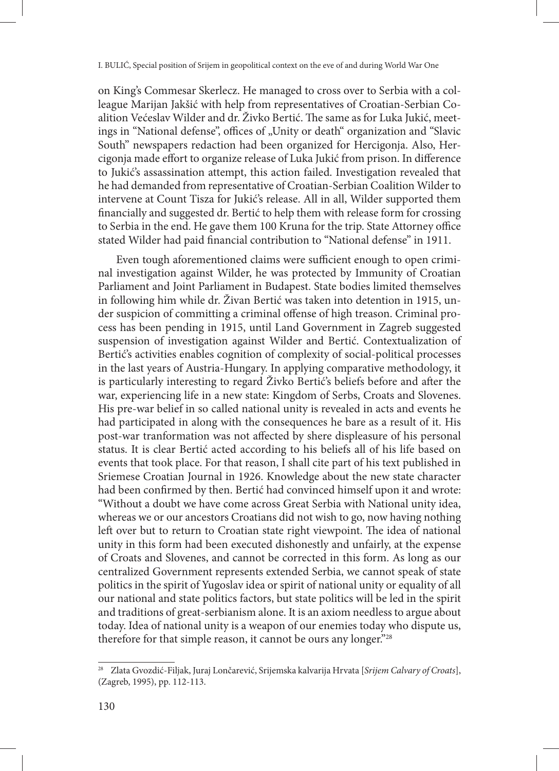on King's Commesar Skerlecz. He managed to cross over to Serbia with a colleague Marijan Jakšić with help from representatives of Croatian-Serbian Coalition Većeslav Wilder and dr. Živko Bertić. The same as for Luka Jukić, meetings in "National defense", offices of „Unity or death" organization and "Slavic South" newspapers redaction had been organized for Hercigonja. Also, Hercigonja made effort to organize release of Luka Jukić from prison. In difference to Jukić's assassination attempt, this action failed. Investigation revealed that he had demanded from representative of Croatian-Serbian Coalition Wilder to intervene at Count Tisza for Jukić's release. All in all, Wilder supported them financially and suggested dr. Bertić to help them with release form for crossing to Serbia in the end. He gave them 100 Kruna for the trip. State Attorney office stated Wilder had paid financial contribution to "National defense" in 1911.

Even tough aforementioned claims were sufficient enough to open criminal investigation against Wilder, he was protected by Immunity of Croatian Parliament and Joint Parliament in Budapest. State bodies limited themselves in following him while dr. Živan Bertić was taken into detention in 1915, under suspicion of committing a criminal offense of high treason. Criminal process has been pending in 1915, until Land Government in Zagreb suggested suspension of investigation against Wilder and Bertić. Contextualization of Bertić's activities enables cognition of complexity of social-political processes in the last years of Austria-Hungary. In applying comparative methodology, it is particularly interesting to regard Živko Bertić's beliefs before and after the war, experiencing life in a new state: Kingdom of Serbs, Croats and Slovenes. His pre-war belief in so called national unity is revealed in acts and events he had participated in along with the consequences he bare as a result of it. His post-war tranformation was not affected by shere displeasure of his personal status. It is clear Bertić acted according to his beliefs all of his life based on events that took place. For that reason, I shall cite part of his text published in Sriemese Croatian Journal in 1926. Knowledge about the new state character had been confirmed by then. Bertić had convinced himself upon it and wrote: "Without a doubt we have come across Great Serbia with National unity idea, whereas we or our ancestors Croatians did not wish to go, now having nothing left over but to return to Croatian state right viewpoint. The idea of national unity in this form had been executed dishonestly and unfairly, at the expense of Croats and Slovenes, and cannot be corrected in this form. As long as our centralized Government represents extended Serbia, we cannot speak of state politics in the spirit of Yugoslav idea or spirit of national unity or equality of all our national and state politics factors, but state politics will be led in the spirit and traditions of great-serbianism alone. It is an axiom needless to argue about today. Idea of national unity is a weapon of our enemies today who dispute us, therefore for that simple reason, it cannot be ours any longer."[28]

---

[28] Zlata Gvozdić-Filjak, Juraj Lončarević, Srijemska kalvarija Hrvata [*Srijem Calvary of Croats*], (Zagreb, 1995), pp. 112-113.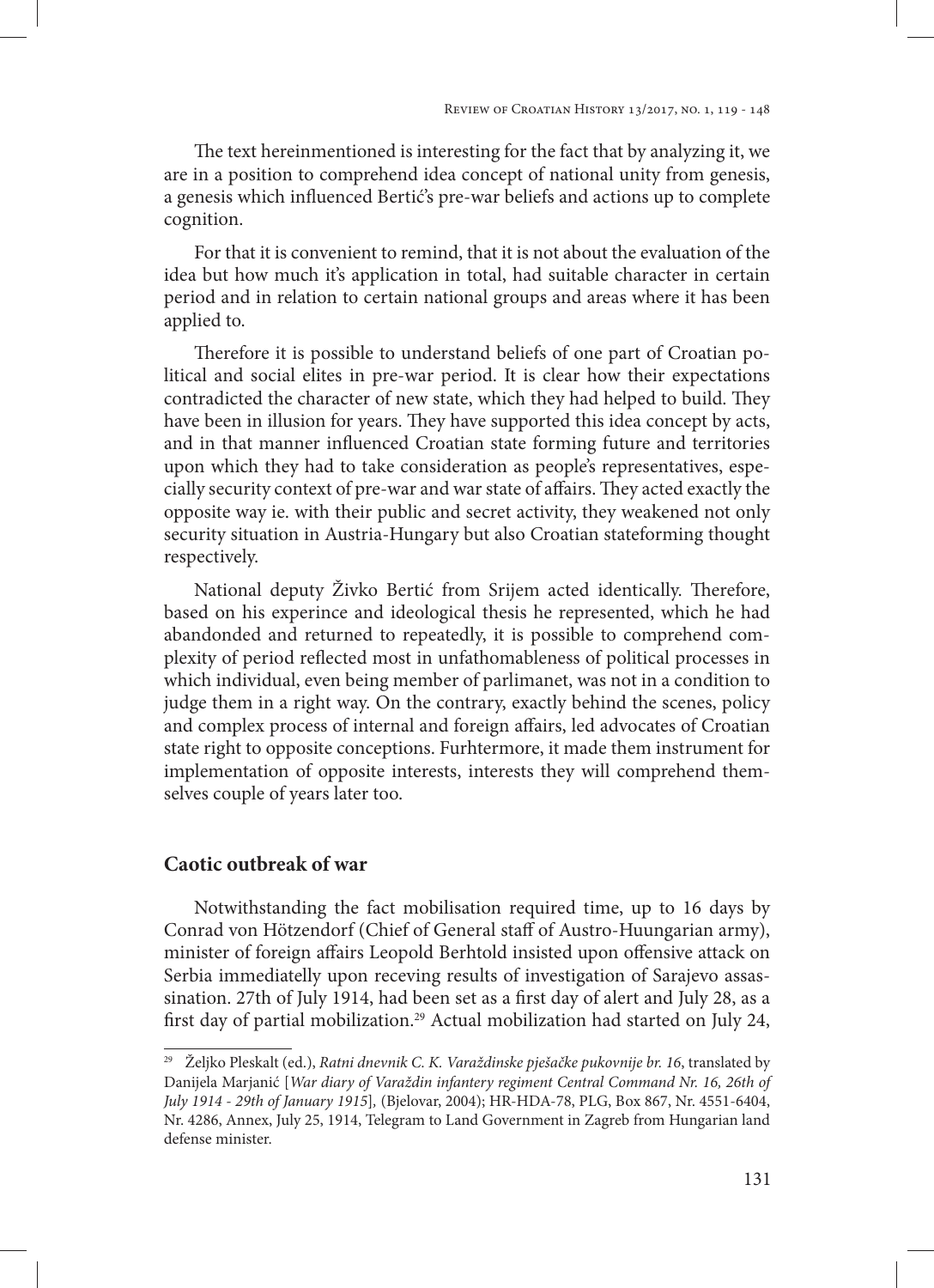The text hereinmentioned is interesting for the fact that by analyzing it, we are in a position to comprehend idea concept of national unity from genesis, a genesis which influenced Bertić's pre-war beliefs and actions up to complete cognition.

For that it is convenient to remind, that it is not about the evaluation of the idea but how much it's application in total, had suitable character in certain period and in relation to certain national groups and areas where it has been applied to.

Therefore it is possible to understand beliefs of one part of Croatian political and social elites in pre-war period. It is clear how their expectations contradicted the character of new state, which they had helped to build. They have been in illusion for years. They have supported this idea concept by acts, and in that manner influenced Croatian state forming future and territories upon which they had to take consideration as people's representatives, especially security context of pre-war and war state of affairs. They acted exactly the opposite way ie. with their public and secret activity, they weakened not only security situation in Austria-Hungary but also Croatian stateforming thought respectively.

National deputy Živko Bertić from Srijem acted identically. Therefore, based on his experince and ideological thesis he represented, which he had abandonded and returned to repeatedly, it is possible to comprehend complexity of period reflected most in unfathomableness of political processes in which individual, even being member of parlimanet, was not in a condition to judge them in a right way. On the contrary, exactly behind the scenes, policy and complex process of internal and foreign affairs, led advocates of Croatian state right to opposite conceptions. Furhtermore, it made them instrument for implementation of opposite interests, interests they will comprehend themselves couple of years later too.

## Caotic outbreak of war

Notwithstanding the fact mobilisation required time, up to 16 days by Conrad von Hötzendorf (Chief of General staff of Austro-Huungarian army), minister of foreign affairs Leopold Berhtold insisted upon offensive attack on Serbia immediatelly upon receving results of investigation of Sarajevo assassination. 27th of July 1914, had been set as a first day of alert and July 28, as a first day of partial mobilization.[29] Actual mobilization had started on July 24,

[29] Željko Pleskalt (ed.), *Ratni dnevnik C. K. Varaždinske pješačke pukovnije br. 16*, translated by Danijela Marjanić [*War diary of Varaždin infantery regiment Central Command Nr. 16, 26th of July 1914 - 29th of January 1915*], (Bjelovar, 2004); HR-HDA-78, PLG, Box 867, Nr. 4551-6404, Nr. 4286, Annex, July 25, 1914, Telegram to Land Government in Zagreb from Hungarian land defense minister.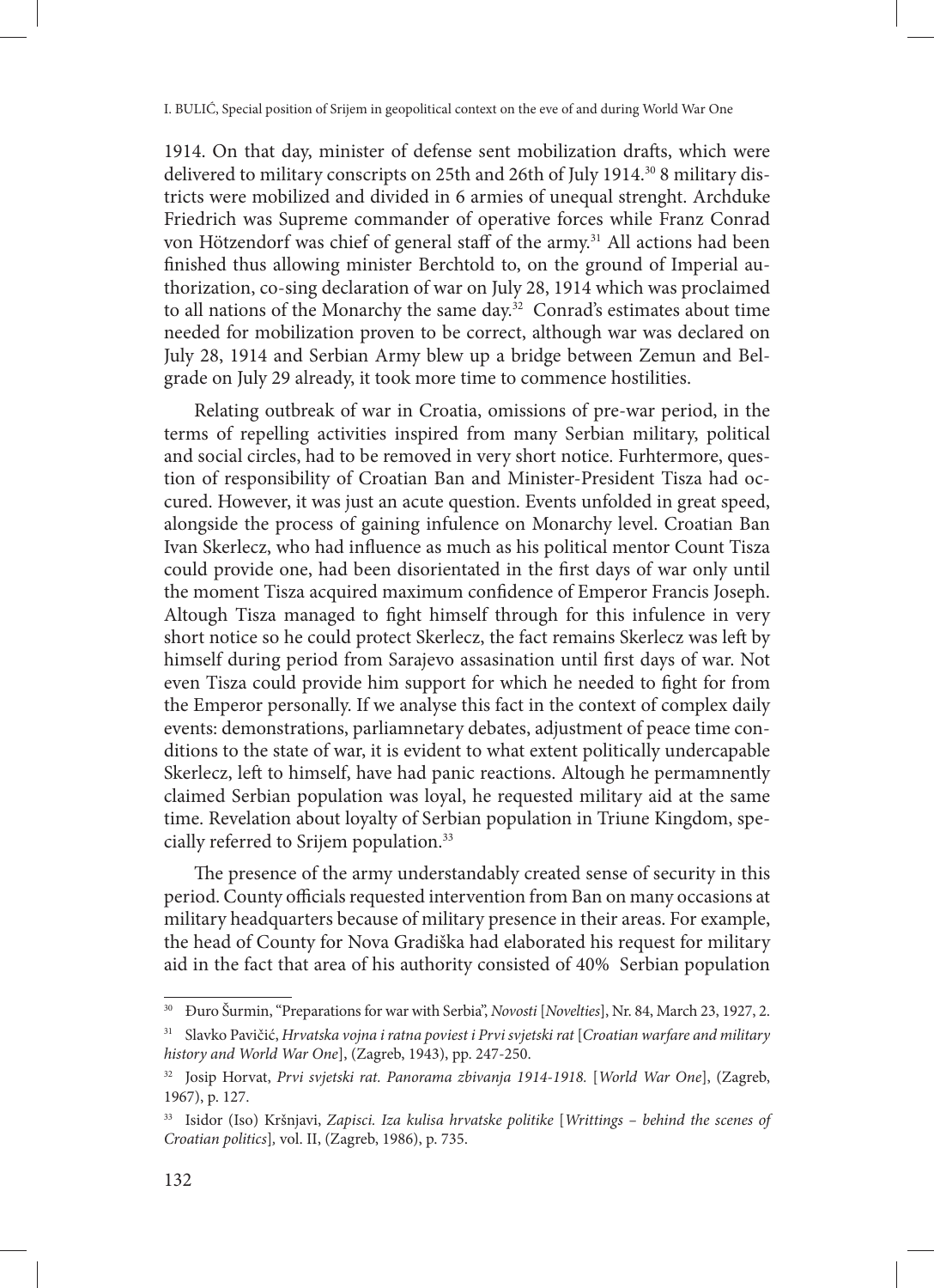1914. On that day, minister of defense sent mobilization drafts, which were delivered to military conscripts on 25th and 26th of July 1914.[30] 8 military districts were mobilized and divided in 6 armies of unequal strenght. Archduke Friedrich was Supreme commander of operative forces while Franz Conrad von Hötzendorf was chief of general staff of the army.[31] All actions had been finished thus allowing minister Berchtold to, on the ground of Imperial authorization, co-sing declaration of war on July 28, 1914 which was proclaimed to all nations of the Monarchy the same day.[32] Conrad's estimates about time needed for mobilization proven to be correct, although war was declared on July 28, 1914 and Serbian Army blew up a bridge between Zemun and Belgrade on July 29 already, it took more time to commence hostilities.

Relating outbreak of war in Croatia, omissions of pre-war period, in the terms of repelling activities inspired from many Serbian military, political and social circles, had to be removed in very short notice. Furhtermore, question of responsibility of Croatian Ban and Minister-President Tisza had occured. However, it was just an acute question. Events unfolded in great speed, alongside the process of gaining infulence on Monarchy level. Croatian Ban Ivan Skerlecz, who had influence as much as his political mentor Count Tisza could provide one, had been disorientated in the first days of war only until the moment Tisza acquired maximum confidence of Emperor Francis Joseph. Altough Tisza managed to fight himself through for this infulence in very short notice so he could protect Skerlecz, the fact remains Skerlecz was left by himself during period from Sarajevo assasination until first days of war. Not even Tisza could provide him support for which he needed to fight for from the Emperor personally. If we analyse this fact in the context of complex daily events: demonstrations, parliamnetary debates, adjustment of peace time conditions to the state of war, it is evident to what extent politically undercapable Skerlecz, left to himself, have had panic reactions. Altough he permamnently claimed Serbian population was loyal, he requested military aid at the same time. Revelation about loyalty of Serbian population in Triune Kingdom, specially referred to Srijem population.[33]

The presence of the army understandably created sense of security in this period. County officials requested intervention from Ban on many occasions at military headquarters because of military presence in their areas. For example, the head of County for Nova Gradiška had elaborated his request for military aid in the fact that area of his authority consisted of 40% Serbian population

---

[30] Đuro Šurmin, "Preparations for war with Serbia", *Novosti* [*Novelties*], Nr. 84, March 23, 1927, 2.

[31] Slavko Pavičić, *Hrvatska vojna i ratna poviest i Prvi svjetski rat* [*Croatian warfare and military history and World War One*], (Zagreb, 1943), pp. 247-250.

[32] Josip Horvat, *Prvi svjetski rat. Panorama zbivanja 1914-1918.* [*World War One*], (Zagreb, 1967), p. 127.

[33] Isidor (Iso) Kršnjavi, *Zapisci. Iza kulisa hrvatske politike* [*Writtings – behind the scenes of Croatian politics*], vol. II, (Zagreb, 1986), p. 735.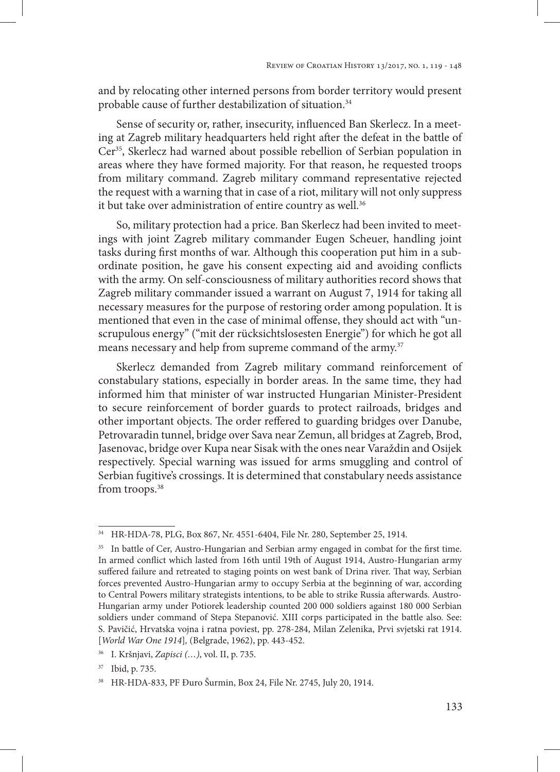and by relocating other interned persons from border territory would present probable cause of further destabilization of situation.[34]

Sense of security or, rather, insecurity, influenced Ban Skerlecz. In a meeting at Zagreb military headquarters held right after the defeat in the battle of Cer[35], Skerlecz had warned about possible rebellion of Serbian population in areas where they have formed majority. For that reason, he requested troops from military command. Zagreb military command representative rejected the request with a warning that in case of a riot, military will not only suppress it but take over administration of entire country as well.[36]

So, military protection had a price. Ban Skerlecz had been invited to meetings with joint Zagreb military commander Eugen Scheuer, handling joint tasks during first months of war. Although this cooperation put him in a subordinate position, he gave his consent expecting aid and avoiding conflicts with the army. On self-consciousness of military authorities record shows that Zagreb military commander issued a warrant on August 7, 1914 for taking all necessary measures for the purpose of restoring order among population. It is mentioned that even in the case of minimal offense, they should act with "unscrupulous energy" ("mit der rücksichtslosesten Energie") for which he got all means necessary and help from supreme command of the army.[37]

Skerlecz demanded from Zagreb military command reinforcement of constabulary stations, especially in border areas. In the same time, they had informed him that minister of war instructed Hungarian Minister-President to secure reinforcement of border guards to protect railroads, bridges and other important objects. The order reffered to guarding bridges over Danube, Petrovaradin tunnel, bridge over Sava near Zemun, all bridges at Zagreb, Brod, Jasenovac, bridge over Kupa near Sisak with the ones near Varaždin and Osijek respectively. Special warning was issued for arms smuggling and control of Serbian fugitive's crossings. It is determined that constabulary needs assistance from troops.[38]

---

[34] HR-HDA-78, PLG, Box 867, Nr. 4551-6404, File Nr. 280, September 25, 1914.

[35] In battle of Cer, Austro-Hungarian and Serbian army engaged in combat for the first time. In armed conflict which lasted from 16th until 19th of August 1914, Austro-Hungarian army suffered failure and retreated to staging points on west bank of Drina river. That way, Serbian forces prevented Austro-Hungarian army to occupy Serbia at the beginning of war, according to Central Powers military strategists intentions, to be able to strike Russia afterwards. Austro-Hungarian army under Potiorek leadership counted 200 000 soldiers against 180 000 Serbian soldiers under command of Stepa Stepanović. XIII corps participated in the battle also. See: S. Pavičić, Hrvatska vojna i ratna poviest, pp. 278-284, Milan Zelenika, Prvi svjetski rat 1914. [*World War One 1914*], (Belgrade, 1962), pp. 443-452.

[36] I. Kršnjavi, *Zapisci (…)*, vol. II, p. 735.

[37] Ibid, p. 735.

[38] HR-HDA-833, PF Đuro Šurmin, Box 24, File Nr. 2745, July 20, 1914.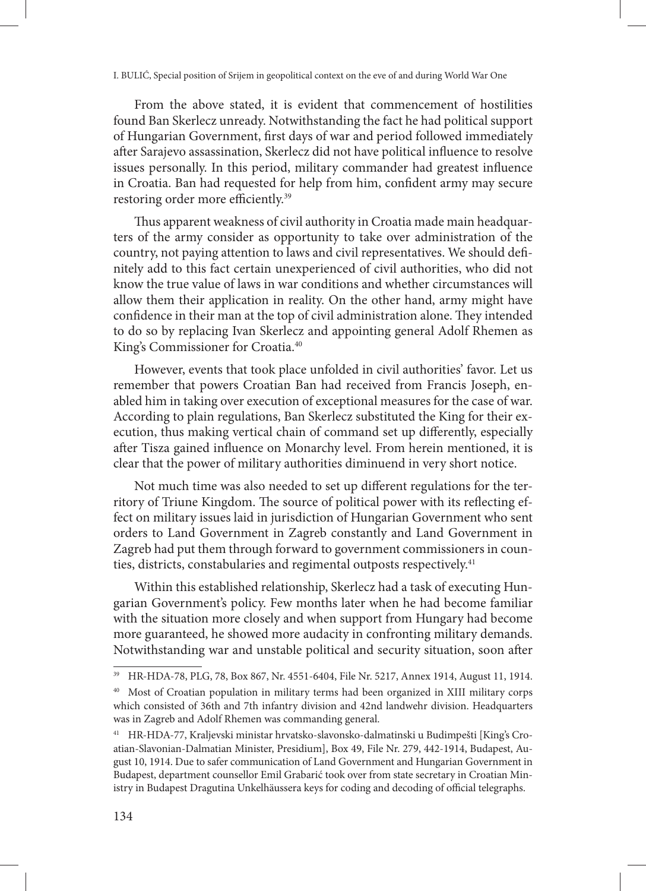From the above stated, it is evident that commencement of hostilities found Ban Skerlecz unready. Notwithstanding the fact he had political support of Hungarian Government, first days of war and period followed immediately after Sarajevo assassination, Skerlecz did not have political influence to resolve issues personally. In this period, military commander had greatest influence in Croatia. Ban had requested for help from him, confident army may secure restoring order more efficiently.[39]

Thus apparent weakness of civil authority in Croatia made main headquarters of the army consider as opportunity to take over administration of the country, not paying attention to laws and civil representatives. We should definitely add to this fact certain unexperienced of civil authorities, who did not know the true value of laws in war conditions and whether circumstances will allow them their application in reality. On the other hand, army might have confidence in their man at the top of civil administration alone. They intended to do so by replacing Ivan Skerlecz and appointing general Adolf Rhemen as King's Commissioner for Croatia.[40]

However, events that took place unfolded in civil authorities' favor. Let us remember that powers Croatian Ban had received from Francis Joseph, enabled him in taking over execution of exceptional measures for the case of war. According to plain regulations, Ban Skerlecz substituted the King for their execution, thus making vertical chain of command set up differently, especially after Tisza gained influence on Monarchy level. From herein mentioned, it is clear that the power of military authorities diminuend in very short notice.

Not much time was also needed to set up different regulations for the territory of Triune Kingdom. The source of political power with its reflecting effect on military issues laid in jurisdiction of Hungarian Government who sent orders to Land Government in Zagreb constantly and Land Government in Zagreb had put them through forward to government commissioners in counties, districts, constabularies and regimental outposts respectively.[41]

Within this established relationship, Skerlecz had a task of executing Hungarian Government's policy. Few months later when he had become familiar with the situation more closely and when support from Hungary had become more guaranteed, he showed more audacity in confronting military demands. Notwithstanding war and unstable political and security situation, soon after

---

[39] HR-HDA-78, PLG, 78, Box 867, Nr. 4551-6404, File Nr. 5217, Annex 1914, August 11, 1914.

[40] Most of Croatian population in military terms had been organized in XIII military corps which consisted of 36th and 7th infantry division and 42nd landwehr division. Headquarters was in Zagreb and Adolf Rhemen was commanding general.

[41] HR-HDA-77, Kraljevski ministar hrvatsko-slavonsko-dalmatinski u Budimpešti [King's Croatian-Slavonian-Dalmatian Minister, Presidium], Box 49, File Nr. 279, 442-1914, Budapest, August 10, 1914. Due to safer communication of Land Government and Hungarian Government in Budapest, department counsellor Emil Grabarić took over from state secretary in Croatian Ministry in Budapest Dragutina Unkelhäussera keys for coding and decoding of official telegraphs.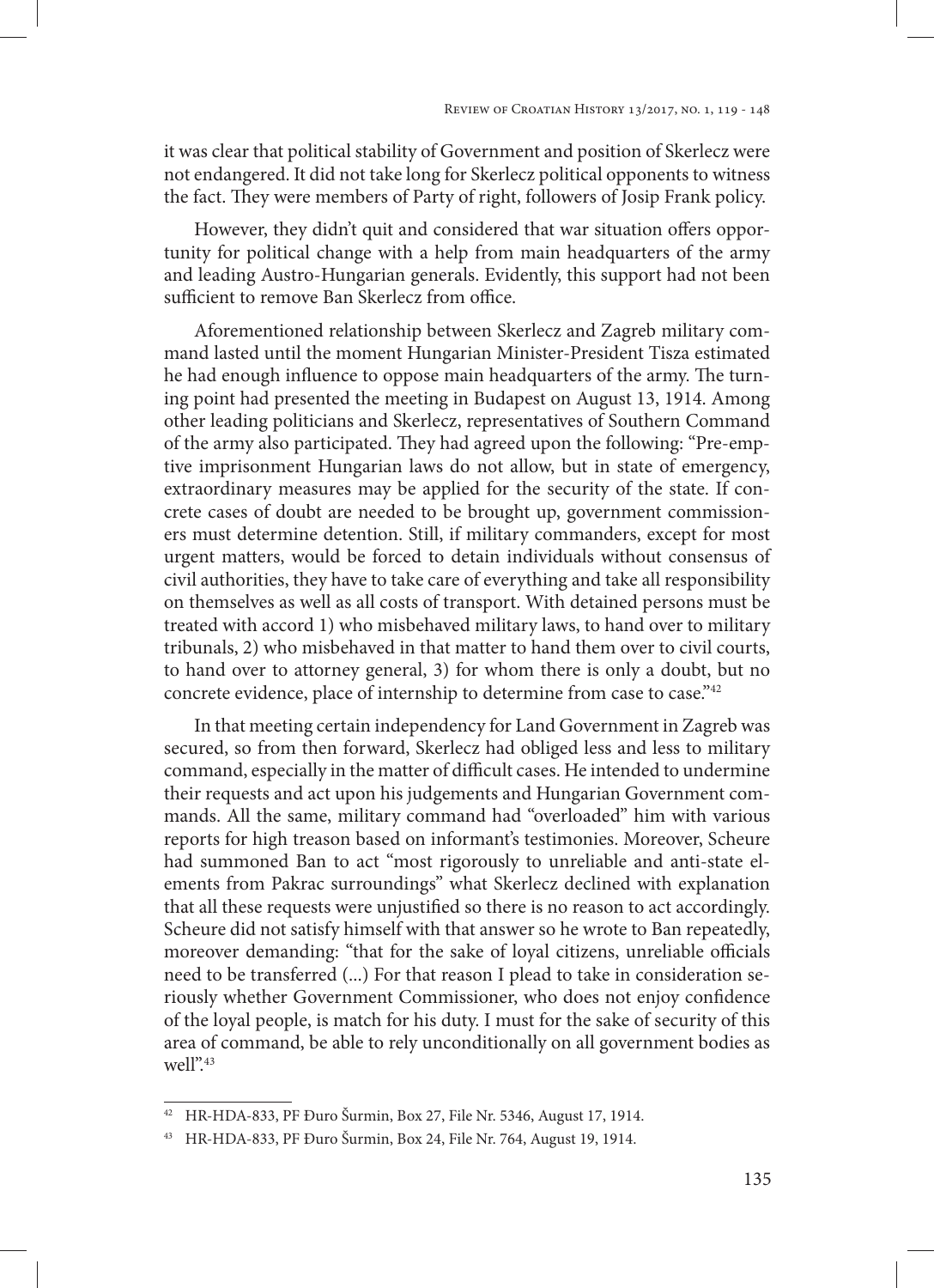it was clear that political stability of Government and position of Skerlecz were not endangered. It did not take long for Skerlecz political opponents to witness the fact. They were members of Party of right, followers of Josip Frank policy.

However, they didn't quit and considered that war situation offers opportunity for political change with a help from main headquarters of the army and leading Austro-Hungarian generals. Evidently, this support had not been sufficient to remove Ban Skerlecz from office.

Aforementioned relationship between Skerlecz and Zagreb military command lasted until the moment Hungarian Minister-President Tisza estimated he had enough influence to oppose main headquarters of the army. The turning point had presented the meeting in Budapest on August 13, 1914. Among other leading politicians and Skerlecz, representatives of Southern Command of the army also participated. They had agreed upon the following: "Pre-emptive imprisonment Hungarian laws do not allow, but in state of emergency, extraordinary measures may be applied for the security of the state. If concrete cases of doubt are needed to be brought up, government commissioners must determine detention. Still, if military commanders, except for most urgent matters, would be forced to detain individuals without consensus of civil authorities, they have to take care of everything and take all responsibility on themselves as well as all costs of transport. With detained persons must be treated with accord 1) who misbehaved military laws, to hand over to military tribunals, 2) who misbehaved in that matter to hand them over to civil courts, to hand over to attorney general, 3) for whom there is only a doubt, but no concrete evidence, place of internship to determine from case to case."[42]

In that meeting certain independency for Land Government in Zagreb was secured, so from then forward, Skerlecz had obliged less and less to military command, especially in the matter of difficult cases. He intended to undermine their requests and act upon his judgements and Hungarian Government commands. All the same, military command had "overloaded" him with various reports for high treason based on informant's testimonies. Moreover, Scheure had summoned Ban to act "most rigorously to unreliable and anti-state elements from Pakrac surroundings" what Skerlecz declined with explanation that all these requests were unjustified so there is no reason to act accordingly. Scheure did not satisfy himself with that answer so he wrote to Ban repeatedly, moreover demanding: "that for the sake of loyal citizens, unreliable officials need to be transferred (...) For that reason I plead to take in consideration seriously whether Government Commissioner, who does not enjoy confidence of the loyal people, is match for his duty. I must for the sake of security of this area of command, be able to rely unconditionally on all government bodies as well".[43]

---

[42] HR-HDA-833, PF Đuro Šurmin, Box 27, File Nr. 5346, August 17, 1914.

[43] HR-HDA-833, PF Đuro Šurmin, Box 24, File Nr. 764, August 19, 1914.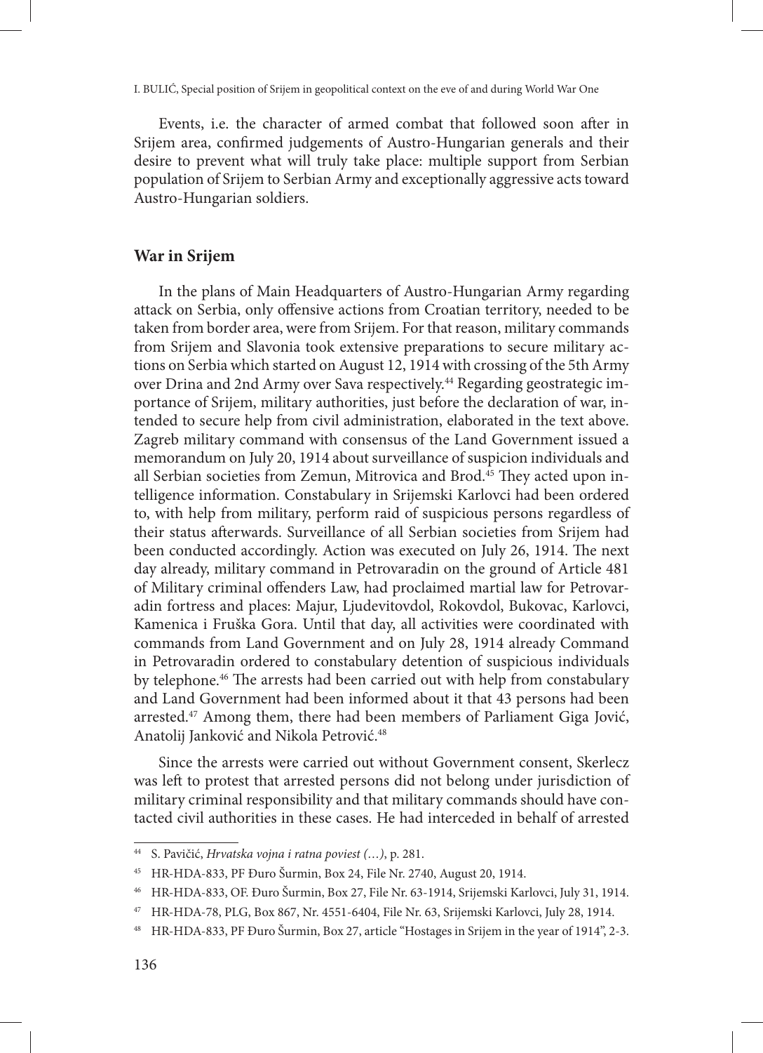Events, i.e. the character of armed combat that followed soon after in Srijem area, confirmed judgements of Austro-Hungarian generals and their desire to prevent what will truly take place: multiple support from Serbian population of Srijem to Serbian Army and exceptionally aggressive acts toward Austro-Hungarian soldiers.

## War in Srijem

In the plans of Main Headquarters of Austro-Hungarian Army regarding attack on Serbia, only offensive actions from Croatian territory, needed to be taken from border area, were from Srijem. For that reason, military commands from Srijem and Slavonia took extensive preparations to secure military actions on Serbia which started on August 12, 1914 with crossing of the 5th Army over Drina and 2nd Army over Sava respectively.[44] Regarding geostrategic importance of Srijem, military authorities, just before the declaration of war, intended to secure help from civil administration, elaborated in the text above. Zagreb military command with consensus of the Land Government issued a memorandum on July 20, 1914 about surveillance of suspicion individuals and all Serbian societies from Zemun, Mitrovica and Brod.[45] They acted upon intelligence information. Constabulary in Srijemski Karlovci had been ordered to, with help from military, perform raid of suspicious persons regardless of their status afterwards. Surveillance of all Serbian societies from Srijem had been conducted accordingly. Action was executed on July 26, 1914. The next day already, military command in Petrovaradin on the ground of Article 481 of Military criminal offenders Law, had proclaimed martial law for Petrovaradin fortress and places: Majur, Ljudevitovdol, Rokovdol, Bukovac, Karlovci, Kamenica i Fruška Gora. Until that day, all activities were coordinated with commands from Land Government and on July 28, 1914 already Command in Petrovaradin ordered to constabulary detention of suspicious individuals by telephone.[46] The arrests had been carried out with help from constabulary and Land Government had been informed about it that 43 persons had been arrested.[47] Among them, there had been members of Parliament Giga Jović, Anatolij Janković and Nikola Petrović.[48]

Since the arrests were carried out without Government consent, Skerlecz was left to protest that arrested persons did not belong under jurisdiction of military criminal responsibility and that military commands should have contacted civil authorities in these cases. He had interceded in behalf of arrested

---

[44] S. Pavičić, *Hrvatska vojna i ratna poviest (…)*, p. 281.

[45] HR-HDA-833, PF Đuro Šurmin, Box 24, File Nr. 2740, August 20, 1914.

[46] HR-HDA-833, OF. Đuro Šurmin, Box 27, File Nr. 63-1914, Srijemski Karlovci, July 31, 1914.

[47] HR-HDA-78, PLG, Box 867, Nr. 4551-6404, File Nr. 63, Srijemski Karlovci, July 28, 1914.

[48] HR-HDA-833, PF Đuro Šurmin, Box 27, article "Hostages in Srijem in the year of 1914", 2-3.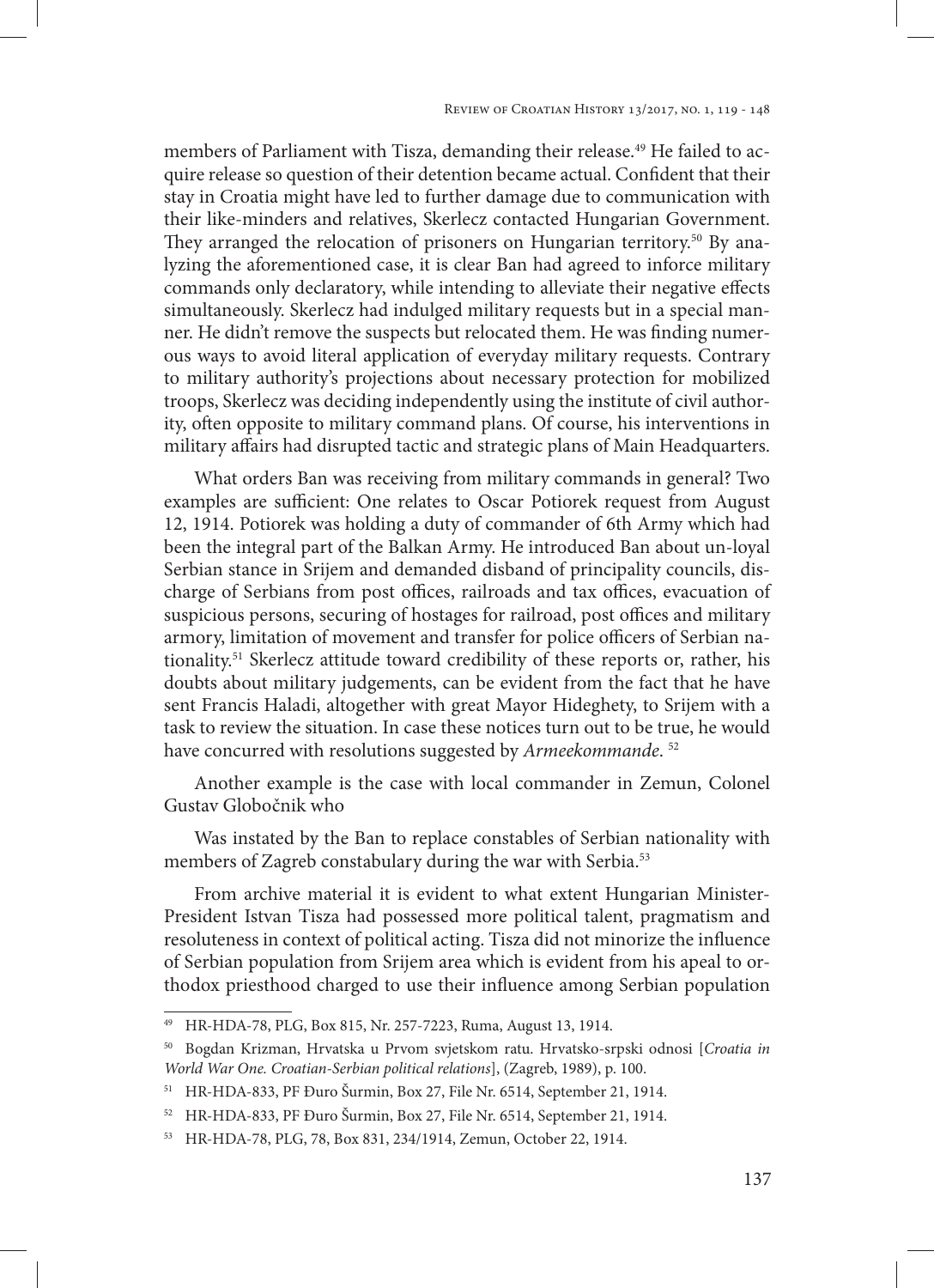members of Parliament with Tisza, demanding their release.[49] He failed to acquire release so question of their detention became actual. Confident that their stay in Croatia might have led to further damage due to communication with their like-minders and relatives, Skerlecz contacted Hungarian Government. They arranged the relocation of prisoners on Hungarian territory.[50] By analyzing the aforementioned case, it is clear Ban had agreed to inforce military commands only declaratory, while intending to alleviate their negative effects simultaneously. Skerlecz had indulged military requests but in a special manner. He didn't remove the suspects but relocated them. He was finding numerous ways to avoid literal application of everyday military requests. Contrary to military authority's projections about necessary protection for mobilized troops, Skerlecz was deciding independently using the institute of civil authority, often opposite to military command plans. Of course, his interventions in military affairs had disrupted tactic and strategic plans of Main Headquarters.

What orders Ban was receiving from military commands in general? Two examples are sufficient: One relates to Oscar Potiorek request from August 12, 1914. Potiorek was holding a duty of commander of 6th Army which had been the integral part of the Balkan Army. He introduced Ban about un-loyal Serbian stance in Srijem and demanded disband of principality councils, discharge of Serbians from post offices, railroads and tax offices, evacuation of suspicious persons, securing of hostages for railroad, post offices and military armory, limitation of movement and transfer for police officers of Serbian nationality.[51] Skerlecz attitude toward credibility of these reports or, rather, his doubts about military judgements, can be evident from the fact that he have sent Francis Haladi, altogether with great Mayor Hideghety, to Srijem with a task to review the situation. In case these notices turn out to be true, he would have concurred with resolutions suggested by *Armeekommande*. [52]

Another example is the case with local commander in Zemun, Colonel Gustav Globočnik who

Was instated by the Ban to replace constables of Serbian nationality with members of Zagreb constabulary during the war with Serbia.[53]

From archive material it is evident to what extent Hungarian Minister-President Istvan Tisza had possessed more political talent, pragmatism and resoluteness in context of political acting. Tisza did not minorize the influence of Serbian population from Srijem area which is evident from his apeal to orthodox priesthood charged to use their influence among Serbian population

---

49 HR-HDA-78, PLG, Box 815, Nr. 257-7223, Ruma, August 13, 1914.

50 Bogdan Krizman, Hrvatska u Prvom svjetskom ratu. Hrvatsko-srpski odnosi [*Croatia in World War One. Croatian-Serbian political relations*], (Zagreb, 1989), p. 100.

51 HR-HDA-833, PF Đuro Šurmin, Box 27, File Nr. 6514, September 21, 1914.

52 HR-HDA-833, PF Đuro Šurmin, Box 27, File Nr. 6514, September 21, 1914.

53 HR-HDA-78, PLG, 78, Box 831, 234/1914, Zemun, October 22, 1914.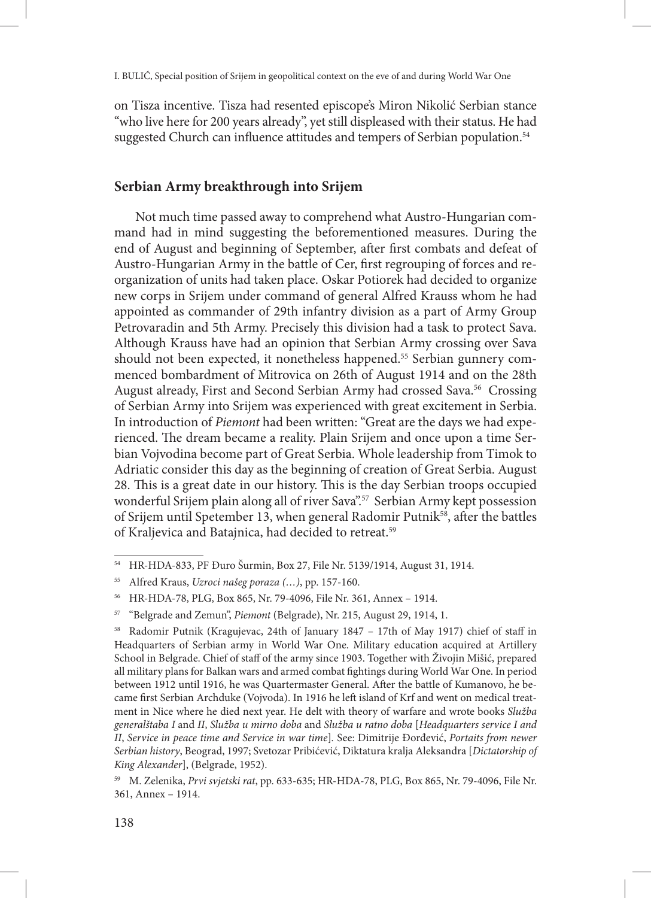on Tisza incentive. Tisza had resented episcope's Miron Nikolić Serbian stance "who live here for 200 years already", yet still displeased with their status. He had suggested Church can influence attitudes and tempers of Serbian population.[54]

## Serbian Army breakthrough into Srijem

Not much time passed away to comprehend what Austro-Hungarian command had in mind suggesting the beforementioned measures. During the end of August and beginning of September, after first combats and defeat of Austro-Hungarian Army in the battle of Cer, first regrouping of forces and reorganization of units had taken place. Oskar Potiorek had decided to organize new corps in Srijem under command of general Alfred Krauss whom he had appointed as commander of 29th infantry division as a part of Army Group Petrovaradin and 5th Army. Precisely this division had a task to protect Sava. Although Krauss have had an opinion that Serbian Army crossing over Sava should not been expected, it nonetheless happened.[55] Serbian gunnery commenced bombardment of Mitrovica on 26th of August 1914 and on the 28th August already, First and Second Serbian Army had crossed Sava.[56] Crossing of Serbian Army into Srijem was experienced with great excitement in Serbia. In introduction of *Piemont* had been written: "Great are the days we had experienced. The dream became a reality. Plain Srijem and once upon a time Serbian Vojvodina become part of Great Serbia. Whole leadership from Timok to Adriatic consider this day as the beginning of creation of Great Serbia. August 28. This is a great date in our history. This is the day Serbian troops occupied wonderful Srijem plain along all of river Sava".[57] Serbian Army kept possession of Srijem until Spetember 13, when general Radomir Putnik[58], after the battles of Kraljevica and Batajnica, had decided to retreat.[59]

---

[54] HR-HDA-833, PF Đuro Šurmin, Box 27, File Nr. 5139/1914, August 31, 1914.

[55] Alfred Kraus, *Uzroci našeg poraza (…)*, pp. 157-160.

[56] HR-HDA-78, PLG, Box 865, Nr. 79-4096, File Nr. 361, Annex – 1914.

[57] "Belgrade and Zemun", *Piemont* (Belgrade), Nr. 215, August 29, 1914, 1.

[58] Radomir Putnik (Kragujevac, 24th of January 1847 – 17th of May 1917) chief of staff in Headquarters of Serbian army in World War One. Military education acquired at Artillery School in Belgrade. Chief of staff of the army since 1903. Together with Živojin Mišić, prepared all military plans for Balkan wars and armed combat fightings during World War One. In period between 1912 until 1916, he was Quartermaster General. After the battle of Kumanovo, he became first Serbian Archduke (Vojvoda). In 1916 he left island of Krf and went on medical treatment in Nice where he died next year. He delt with theory of warfare and wrote books *Služba generalštaba I* and *II*, *Služba u mirno doba* and *Služba u ratno doba* [*Headquarters service I and II*, *Service in peace time and Service in war time*]. See: Dimitrije Đorđević, *Portaits from newer Serbian history*, Beograd, 1997; Svetozar Pribićević, Diktatura kralja Aleksandra [*Dictatorship of King Alexander*], (Belgrade, 1952).

[59] M. Zelenika, *Prvi svjetski rat*, pp. 633-635; HR-HDA-78, PLG, Box 865, Nr. 79-4096, File Nr. 361, Annex – 1914.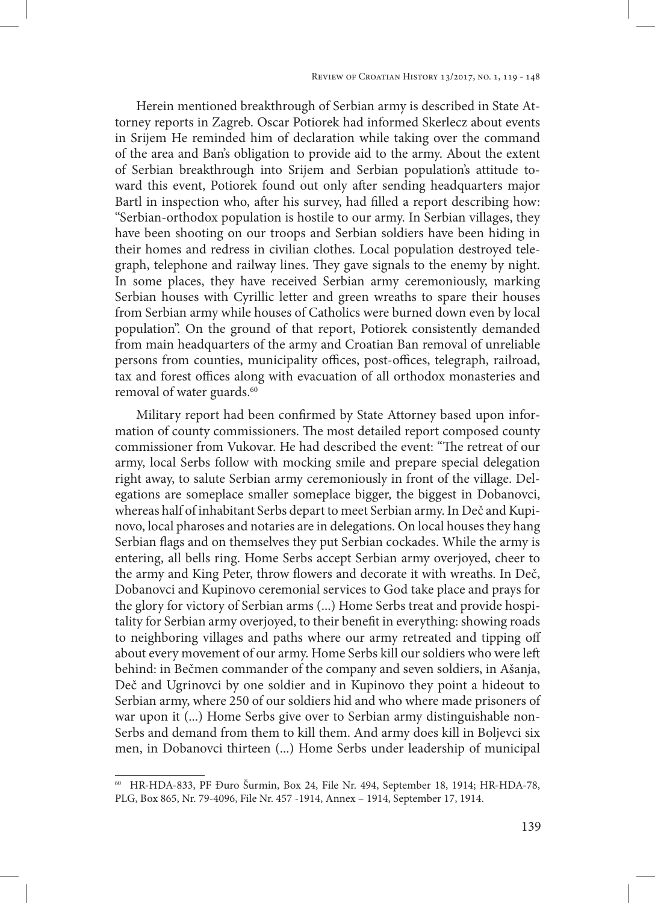Herein mentioned breakthrough of Serbian army is described in State Attorney reports in Zagreb. Oscar Potiorek had informed Skerlecz about events in Srijem He reminded him of declaration while taking over the command of the area and Ban's obligation to provide aid to the army. About the extent of Serbian breakthrough into Srijem and Serbian population's attitude toward this event, Potiorek found out only after sending headquarters major Bartl in inspection who, after his survey, had filled a report describing how: "Serbian-orthodox population is hostile to our army. In Serbian villages, they have been shooting on our troops and Serbian soldiers have been hiding in their homes and redress in civilian clothes. Local population destroyed telegraph, telephone and railway lines. They gave signals to the enemy by night. In some places, they have received Serbian army ceremoniously, marking Serbian houses with Cyrillic letter and green wreaths to spare their houses from Serbian army while houses of Catholics were burned down even by local population". On the ground of that report, Potiorek consistently demanded from main headquarters of the army and Croatian Ban removal of unreliable persons from counties, municipality offices, post-offices, telegraph, railroad, tax and forest offices along with evacuation of all orthodox monasteries and removal of water guards.[60]

Military report had been confirmed by State Attorney based upon information of county commissioners. The most detailed report composed county commissioner from Vukovar. He had described the event: "The retreat of our army, local Serbs follow with mocking smile and prepare special delegation right away, to salute Serbian army ceremoniously in front of the village. Delegations are someplace smaller someplace bigger, the biggest in Dobanovci, whereas half of inhabitant Serbs depart to meet Serbian army. In Deč and Kupinovo, local pharoses and notaries are in delegations. On local houses they hang Serbian flags and on themselves they put Serbian cockades. While the army is entering, all bells ring. Home Serbs accept Serbian army overjoyed, cheer to the army and King Peter, throw flowers and decorate it with wreaths. In Deč, Dobanovci and Kupinovo ceremonial services to God take place and prays for the glory for victory of Serbian arms (...) Home Serbs treat and provide hospitality for Serbian army overjoyed, to their benefit in everything: showing roads to neighboring villages and paths where our army retreated and tipping off about every movement of our army. Home Serbs kill our soldiers who were left behind: in Bečmen commander of the company and seven soldiers, in Ašanja, Deč and Ugrinovci by one soldier and in Kupinovo they point a hideout to Serbian army, where 250 of our soldiers hid and who where made prisoners of war upon it (...) Home Serbs give over to Serbian army distinguishable non-Serbs and demand from them to kill them. And army does kill in Boljevci six men, in Dobanovci thirteen (...) Home Serbs under leadership of municipal

---

[60] HR-HDA-833, PF Đuro Šurmin, Box 24, File Nr. 494, September 18, 1914; HR-HDA-78, PLG, Box 865, Nr. 79-4096, File Nr. 457 -1914, Annex – 1914, September 17, 1914.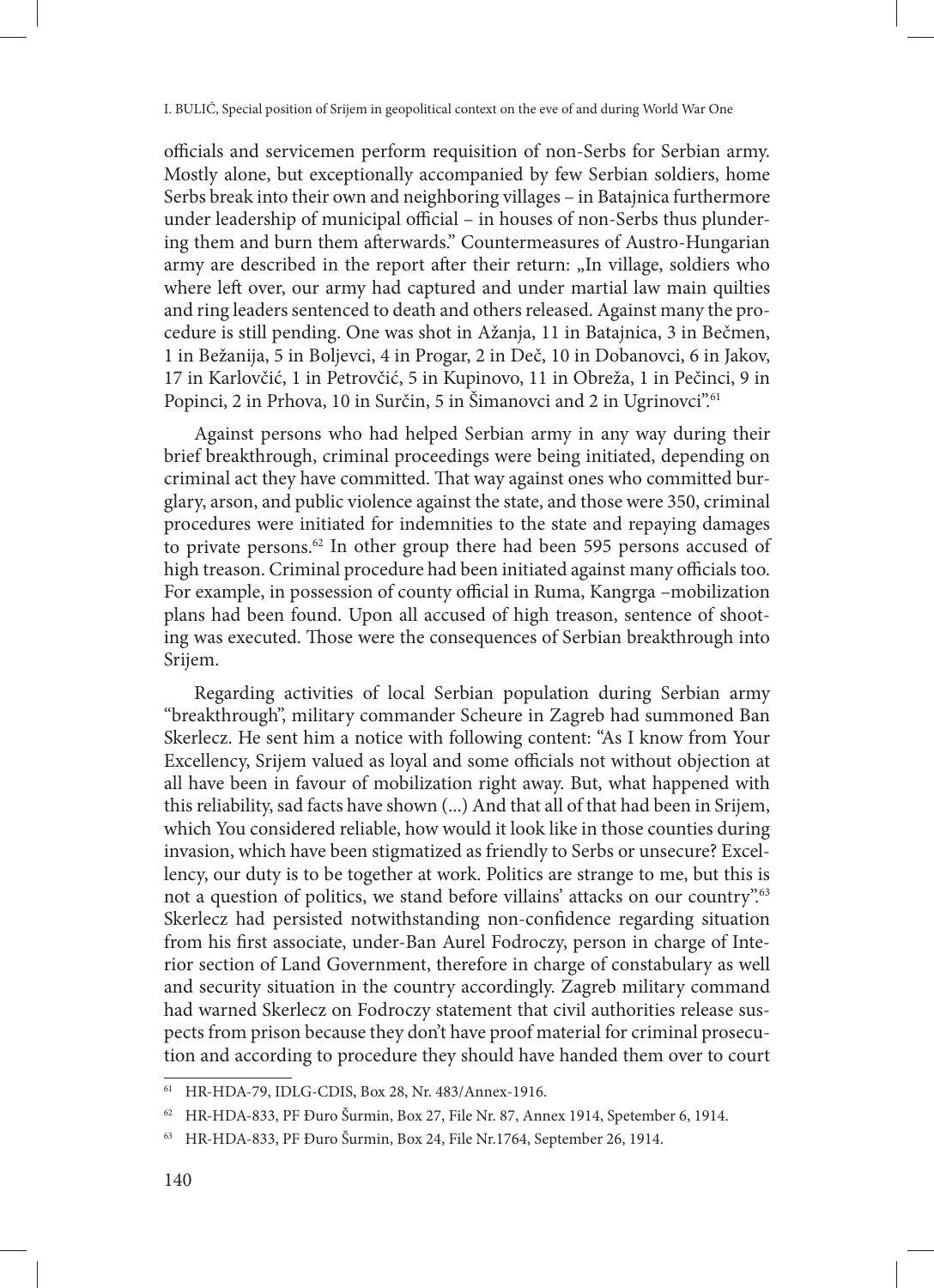officials and servicemen perform requisition of non-Serbs for Serbian army. Mostly alone, but exceptionally accompanied by few Serbian soldiers, home Serbs break into their own and neighboring villages – in Batajnica furthermore under leadership of municipal official – in houses of non-Serbs thus plundering them and burn them afterwards." Countermeasures of Austro-Hungarian army are described in the report after their return: „In village, soldiers who where left over, our army had captured and under martial law main quilties and ring leaders sentenced to death and others released. Against many the procedure is still pending. One was shot in Ažanja, 11 in Batajnica, 3 in Bečmen, 1 in Bežanija, 5 in Boljevci, 4 in Progar, 2 in Deč, 10 in Dobanovci, 6 in Jakov, 17 in Karlovčić, 1 in Petrovčić, 5 in Kupinovo, 11 in Obreža, 1 in Pečinci, 9 in Popinci, 2 in Prhova, 10 in Surčin, 5 in Šimanovci and 2 in Ugrinovci".[61]

Against persons who had helped Serbian army in any way during their brief breakthrough, criminal proceedings were being initiated, depending on criminal act they have committed. That way against ones who committed burglary, arson, and public violence against the state, and those were 350, criminal procedures were initiated for indemnities to the state and repaying damages to private persons.[62] In other group there had been 595 persons accused of high treason. Criminal procedure had been initiated against many officials too. For example, in possession of county official in Ruma, Kangrga –mobilization plans had been found. Upon all accused of high treason, sentence of shooting was executed. Those were the consequences of Serbian breakthrough into Srijem.

Regarding activities of local Serbian population during Serbian army "breakthrough", military commander Scheure in Zagreb had summoned Ban Skerlecz. He sent him a notice with following content: "As I know from Your Excellency, Srijem valued as loyal and some officials not without objection at all have been in favour of mobilization right away. But, what happened with this reliability, sad facts have shown (...) And that all of that had been in Srijem, which You considered reliable, how would it look like in those counties during invasion, which have been stigmatized as friendly to Serbs or unsecure? Excellency, our duty is to be together at work. Politics are strange to me, but this is not a question of politics, we stand before villains' attacks on our country".[63] Skerlecz had persisted notwithstanding non-confidence regarding situation from his first associate, under-Ban Aurel Fodroczy, person in charge of Interior section of Land Government, therefore in charge of constabulary as well and security situation in the country accordingly. Zagreb military command had warned Skerlecz on Fodroczy statement that civil authorities release suspects from prison because they don't have proof material for criminal prosecution and according to procedure they should have handed them over to court

---

[61] HR-HDA-79, IDLG-CDIS, Box 28, Nr. 483/Annex-1916.

[62] HR-HDA-833, PF Đuro Šurmin, Box 27, File Nr. 87, Annex 1914, Spetember 6, 1914.

[63] HR-HDA-833, PF Đuro Šurmin, Box 24, File Nr.1764, September 26, 1914.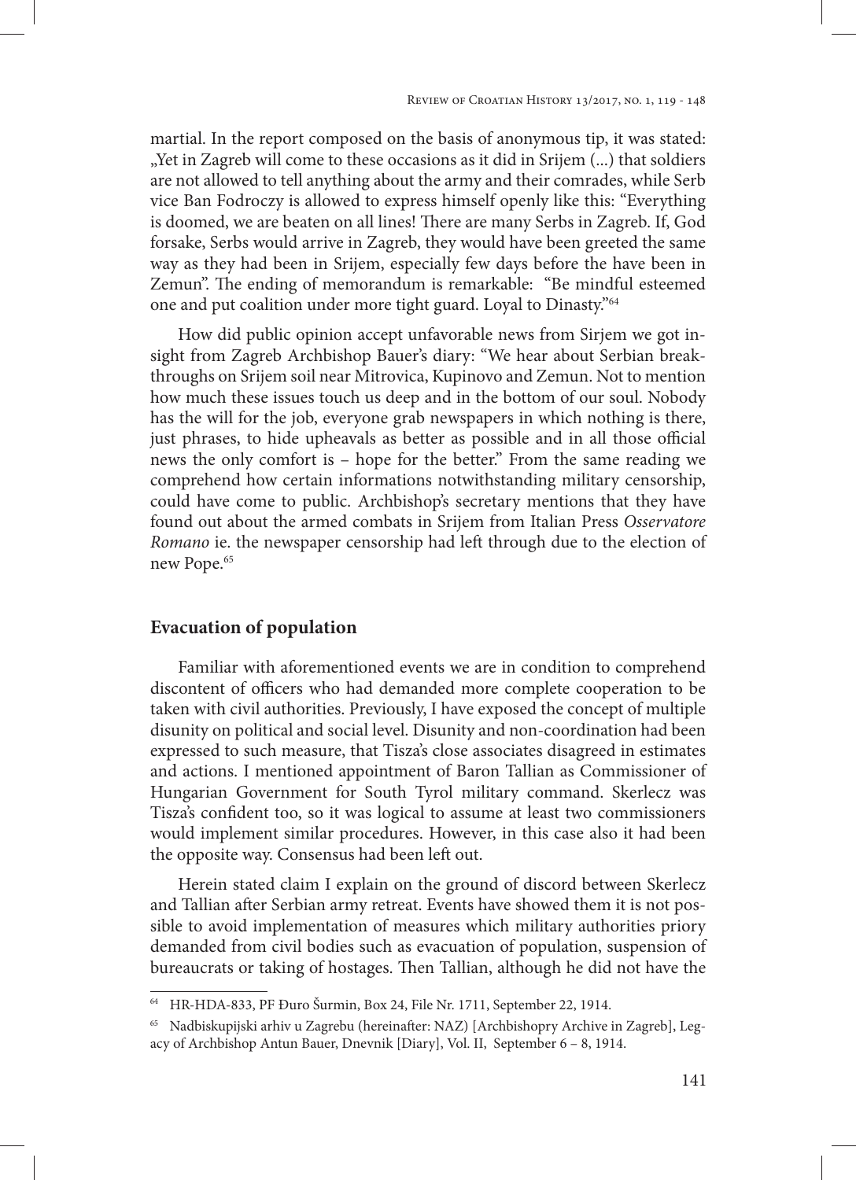martial. In the report composed on the basis of anonymous tip, it was stated: „Yet in Zagreb will come to these occasions as it did in Srijem (...) that soldiers are not allowed to tell anything about the army and their comrades, while Serb vice Ban Fodroczy is allowed to express himself openly like this: "Everything is doomed, we are beaten on all lines! There are many Serbs in Zagreb. If, God forsake, Serbs would arrive in Zagreb, they would have been greeted the same way as they had been in Srijem, especially few days before the have been in Zemun". The ending of memorandum is remarkable: "Be mindful esteemed one and put coalition under more tight guard. Loyal to Dinasty."[64]

How did public opinion accept unfavorable news from Sirjem we got insight from Zagreb Archbishop Bauer's diary: "We hear about Serbian breakthroughs on Srijem soil near Mitrovica, Kupinovo and Zemun. Not to mention how much these issues touch us deep and in the bottom of our soul. Nobody has the will for the job, everyone grab newspapers in which nothing is there, just phrases, to hide upheavals as better as possible and in all those official news the only comfort is – hope for the better." From the same reading we comprehend how certain informations notwithstanding military censorship, could have come to public. Archbishop's secretary mentions that they have found out about the armed combats in Srijem from Italian Press *Osservatore Romano* ie. the newspaper censorship had left through due to the election of new Pope.[65]

## Evacuation of population

Familiar with aforementioned events we are in condition to comprehend discontent of officers who had demanded more complete cooperation to be taken with civil authorities. Previously, I have exposed the concept of multiple disunity on political and social level. Disunity and non-coordination had been expressed to such measure, that Tisza's close associates disagreed in estimates and actions. I mentioned appointment of Baron Tallian as Commissioner of Hungarian Government for South Tyrol military command. Skerlecz was Tisza's confident too, so it was logical to assume at least two commissioners would implement similar procedures. However, in this case also it had been the opposite way. Consensus had been left out.

Herein stated claim I explain on the ground of discord between Skerlecz and Tallian after Serbian army retreat. Events have showed them it is not possible to avoid implementation of measures which military authorities priory demanded from civil bodies such as evacuation of population, suspension of bureaucrats or taking of hostages. Then Tallian, although he did not have the

---

[64] HR-HDA-833, PF Đuro Šurmin, Box 24, File Nr. 1711, September 22, 1914.

[65] Nadbiskupijski arhiv u Zagrebu (hereinafter: NAZ) [Archbishopry Archive in Zagreb], Legacy of Archbishop Antun Bauer, Dnevnik [Diary], Vol. II, September 6 – 8, 1914.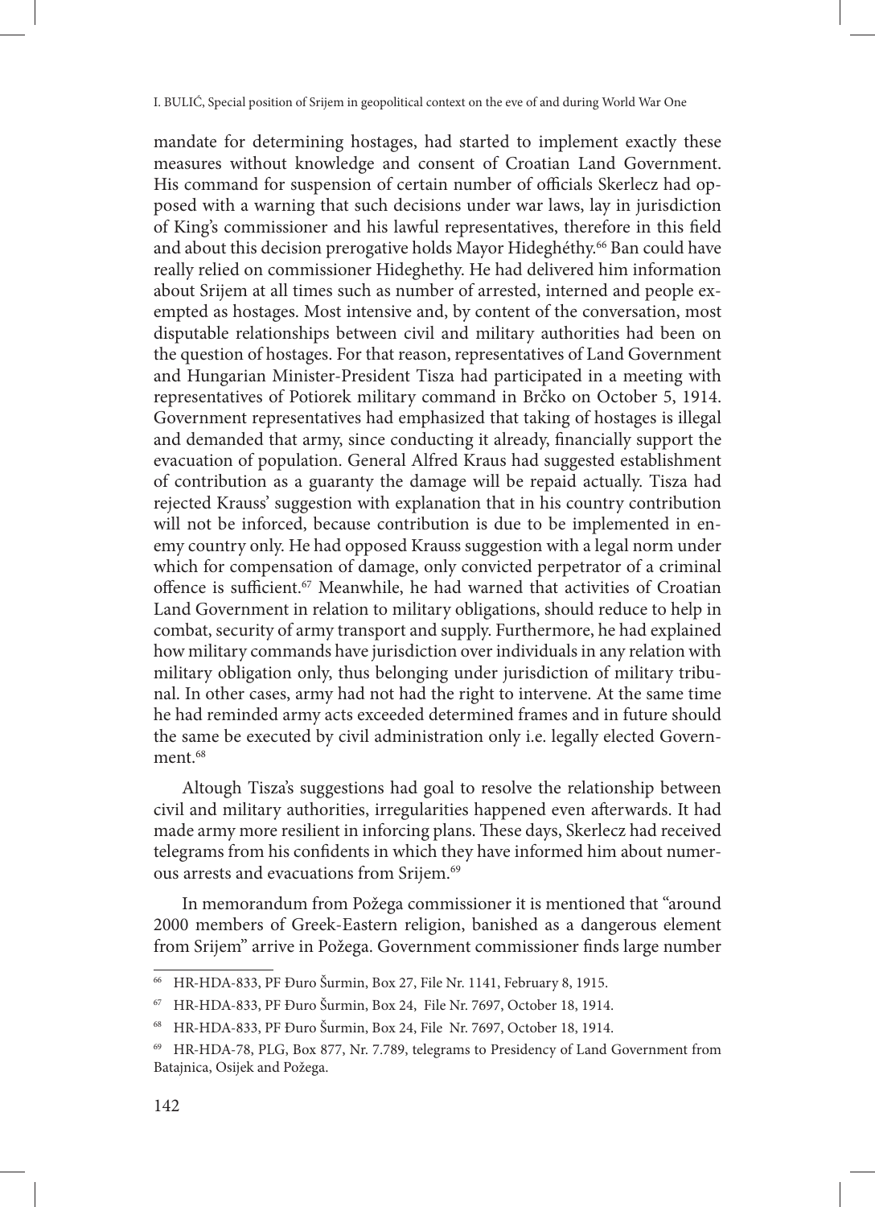mandate for determining hostages, had started to implement exactly these measures without knowledge and consent of Croatian Land Government. His command for suspension of certain number of officials Skerlecz had opposed with a warning that such decisions under war laws, lay in jurisdiction of King's commissioner and his lawful representatives, therefore in this field and about this decision prerogative holds Mayor Hideghéthy.[66] Ban could have really relied on commissioner Hideghethy. He had delivered him information about Srijem at all times such as number of arrested, interned and people exempted as hostages. Most intensive and, by content of the conversation, most disputable relationships between civil and military authorities had been on the question of hostages. For that reason, representatives of Land Government and Hungarian Minister-President Tisza had participated in a meeting with representatives of Potiorek military command in Brčko on October 5, 1914. Government representatives had emphasized that taking of hostages is illegal and demanded that army, since conducting it already, financially support the evacuation of population. General Alfred Kraus had suggested establishment of contribution as a guaranty the damage will be repaid actually. Tisza had rejected Krauss' suggestion with explanation that in his country contribution will not be inforced, because contribution is due to be implemented in enemy country only. He had opposed Krauss suggestion with a legal norm under which for compensation of damage, only convicted perpetrator of a criminal offence is sufficient.[67] Meanwhile, he had warned that activities of Croatian Land Government in relation to military obligations, should reduce to help in combat, security of army transport and supply. Furthermore, he had explained how military commands have jurisdiction over individuals in any relation with military obligation only, thus belonging under jurisdiction of military tribunal. In other cases, army had not had the right to intervene. At the same time he had reminded army acts exceeded determined frames and in future should the same be executed by civil administration only i.e. legally elected Government.[68]

Altough Tisza's suggestions had goal to resolve the relationship between civil and military authorities, irregularities happened even afterwards. It had made army more resilient in inforcing plans. These days, Skerlecz had received telegrams from his confidents in which they have informed him about numerous arrests and evacuations from Srijem.[69]

In memorandum from Požega commissioner it is mentioned that "around 2000 members of Greek-Eastern religion, banished as a dangerous element from Srijem" arrive in Požega. Government commissioner finds large number

---

[66] HR-HDA-833, PF Đuro Šurmin, Box 27, File Nr. 1141, February 8, 1915.

[67] HR-HDA-833, PF Đuro Šurmin, Box 24, File Nr. 7697, October 18, 1914.

[68] HR-HDA-833, PF Đuro Šurmin, Box 24, File Nr. 7697, October 18, 1914.

[69] HR-HDA-78, PLG, Box 877, Nr. 7.789, telegrams to Presidency of Land Government from Batajnica, Osijek and Požega.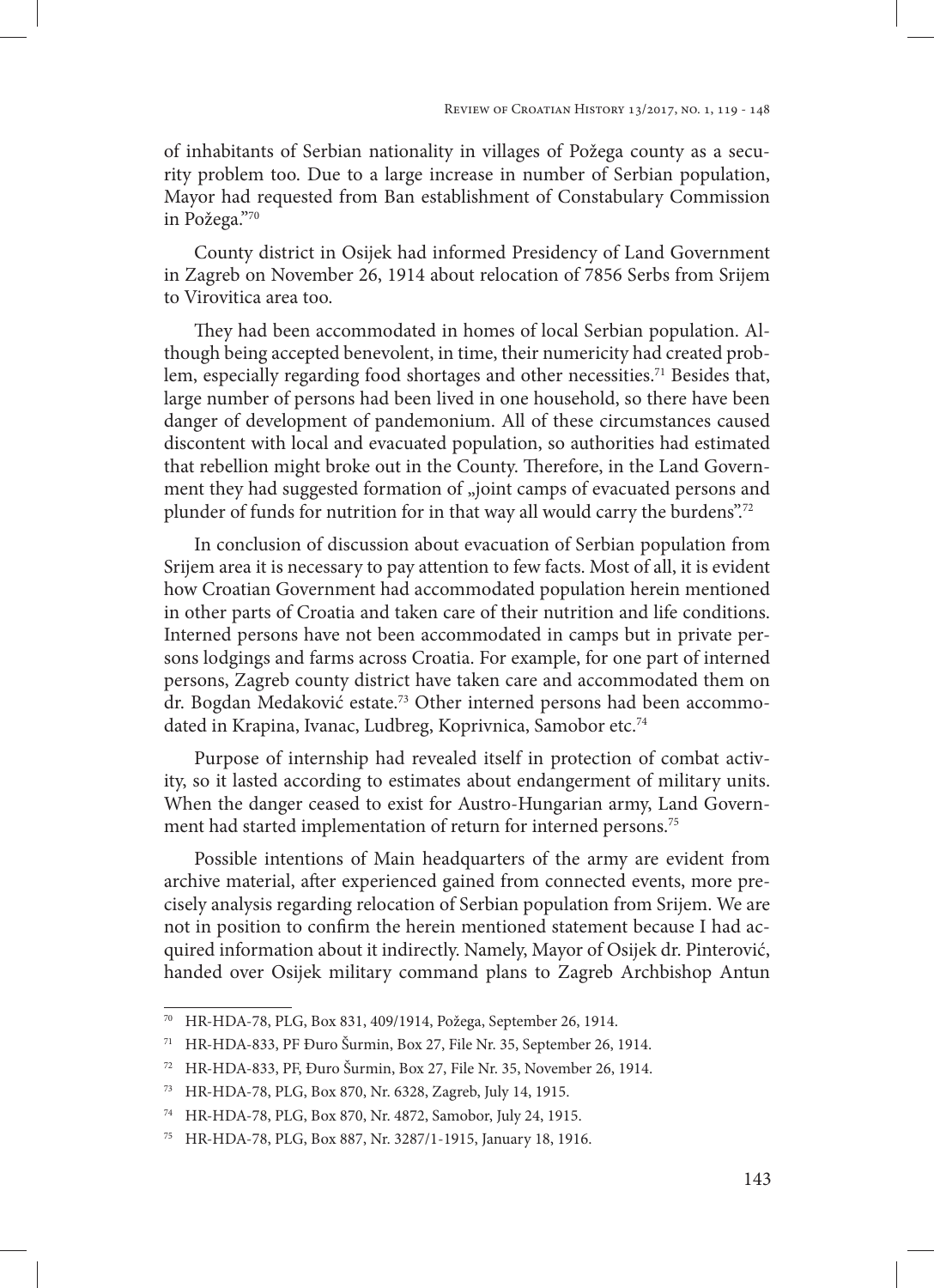of inhabitants of Serbian nationality in villages of Požega county as a security problem too. Due to a large increase in number of Serbian population, Mayor had requested from Ban establishment of Constabulary Commission in Požega."[70]

County district in Osijek had informed Presidency of Land Government in Zagreb on November 26, 1914 about relocation of 7856 Serbs from Srijem to Virovitica area too.

They had been accommodated in homes of local Serbian population. Although being accepted benevolent, in time, their numericity had created problem, especially regarding food shortages and other necessities.[71] Besides that, large number of persons had been lived in one household, so there have been danger of development of pandemonium. All of these circumstances caused discontent with local and evacuated population, so authorities had estimated that rebellion might broke out in the County. Therefore, in the Land Government they had suggested formation of „joint camps of evacuated persons and plunder of funds for nutrition for in that way all would carry the burdens".[72]

In conclusion of discussion about evacuation of Serbian population from Srijem area it is necessary to pay attention to few facts. Most of all, it is evident how Croatian Government had accommodated population herein mentioned in other parts of Croatia and taken care of their nutrition and life conditions. Interned persons have not been accommodated in camps but in private persons lodgings and farms across Croatia. For example, for one part of interned persons, Zagreb county district have taken care and accommodated them on dr. Bogdan Medaković estate.[73] Other interned persons had been accommodated in Krapina, Ivanac, Ludbreg, Koprivnica, Samobor etc.[74]

Purpose of internship had revealed itself in protection of combat activity, so it lasted according to estimates about endangerment of military units. When the danger ceased to exist for Austro-Hungarian army, Land Government had started implementation of return for interned persons.[75]

Possible intentions of Main headquarters of the army are evident from archive material, after experienced gained from connected events, more precisely analysis regarding relocation of Serbian population from Srijem. We are not in position to confirm the herein mentioned statement because I had acquired information about it indirectly. Namely, Mayor of Osijek dr. Pinterović, handed over Osijek military command plans to Zagreb Archbishop Antun

---

[70] HR-HDA-78, PLG, Box 831, 409/1914, Požega, September 26, 1914.

[71] HR-HDA-833, PF Đuro Šurmin, Box 27, File Nr. 35, September 26, 1914.

[72] HR-HDA-833, PF, Đuro Šurmin, Box 27, File Nr. 35, November 26, 1914.

[73] HR-HDA-78, PLG, Box 870, Nr. 6328, Zagreb, July 14, 1915.

[74] HR-HDA-78, PLG, Box 870, Nr. 4872, Samobor, July 24, 1915.

[75] HR-HDA-78, PLG, Box 887, Nr. 3287/1-1915, January 18, 1916.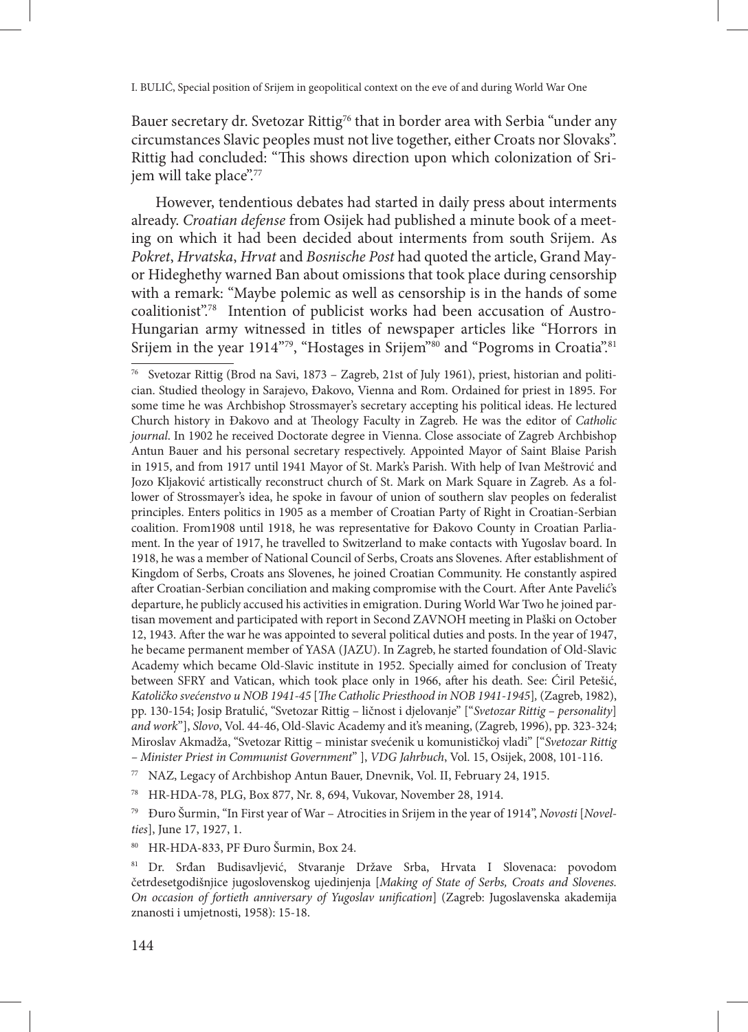Bauer secretary dr. Svetozar Rittig[76] that in border area with Serbia "under any circumstances Slavic peoples must not live together, either Croats nor Slovaks". Rittig had concluded: "This shows direction upon which colonization of Srijem will take place".[77]

However, tendentious debates had started in daily press about interments already. *Croatian defense* from Osijek had published a minute book of a meeting on which it had been decided about interments from south Srijem. As *Pokret*, *Hrvatska*, *Hrvat* and *Bosnische Post* had quoted the article, Grand Mayor Hideghethy warned Ban about omissions that took place during censorship with a remark: "Maybe polemic as well as censorship is in the hands of some coalitionist".[78] Intention of publicist works had been accusation of Austro-Hungarian army witnessed in titles of newspaper articles like "Horrors in Srijem in the year 1914"[79], "Hostages in Srijem"[80] and "Pogroms in Croatia".[81]

---

[76] Svetozar Rittig (Brod na Savi, 1873 – Zagreb, 21st of July 1961), priest, historian and politician. Studied theology in Sarajevo, Đakovo, Vienna and Rom. Ordained for priest in 1895. For some time he was Archbishop Strossmayer's secretary accepting his political ideas. He lectured Church history in Đakovo and at Theology Faculty in Zagreb. He was the editor of *Catholic journal*. In 1902 he received Doctorate degree in Vienna. Close associate of Zagreb Archbishop Antun Bauer and his personal secretary respectively. Appointed Mayor of Saint Blaise Parish in 1915, and from 1917 until 1941 Mayor of St. Mark's Parish. With help of Ivan Meštrović and Jozo Kljaković artistically reconstruct church of St. Mark on Mark Square in Zagreb. As a follower of Strossmayer's idea, he spoke in favour of union of southern slav peoples on federalist principles. Enters politics in 1905 as a member of Croatian Party of Right in Croatian-Serbian coalition. From1908 until 1918, he was representative for Đakovo County in Croatian Parliament. In the year of 1917, he travelled to Switzerland to make contacts with Yugoslav board. In 1918, he was a member of National Council of Serbs, Croats ans Slovenes. After establishment of Kingdom of Serbs, Croats ans Slovenes, he joined Croatian Community. He constantly aspired after Croatian-Serbian conciliation and making compromise with the Court. After Ante Pavelić's departure, he publicly accused his activities in emigration. During World War Two he joined partisan movement and participated with report in Second ZAVNOH meeting in Plaški on October 12, 1943. After the war he was appointed to several political duties and posts. In the year of 1947, he became permanent member of YASA (JAZU). In Zagreb, he started foundation of Old-Slavic Academy which became Old-Slavic institute in 1952. Specially aimed for conclusion of Treaty between SFRY and Vatican, which took place only in 1966, after his death. See: Ćiril Petešić, *Katoličko svećenstvo u NOB 1941-45* [*The Catholic Priesthood in NOB 1941-1945*], (Zagreb, 1982), pp. 130-154; Josip Bratulić, "Svetozar Rittig – ličnost i djelovanje" ["*Svetozar Rittig – personality*] *and work*"], *Slovo*, Vol. 44-46, Old-Slavic Academy and it's meaning, (Zagreb, 1996), pp. 323-324; Miroslav Akmadža, "Svetozar Rittig – ministar svećenik u komunističkoj vladi" ["*Svetozar Rittig – Minister Priest in Communist Government*" ], *VDG Jahrbuch*, Vol. 15, Osijek, 2008, 101-116.

[77] NAZ, Legacy of Archbishop Antun Bauer, Dnevnik, Vol. II, February 24, 1915.

[78] HR-HDA-78, PLG, Box 877, Nr. 8, 694, Vukovar, November 28, 1914.

[79] Đuro Šurmin, "In First year of War – Atrocities in Srijem in the year of 1914", *Novosti* [*Novelties*], June 17, 1927, 1.

[80] HR-HDA-833, PF Đuro Šurmin, Box 24.

[81] Dr. Srđan Budisavljević, Stvaranje Države Srba, Hrvata I Slovenaca: povodom četrdesetgodišnjice jugoslovenskog ujedinjenja [*Making of State of Serbs, Croats and Slovenes. On occasion of fortieth anniversary of Yugoslav unification*] (Zagreb: Jugoslavenska akademija znanosti i umjetnosti, 1958): 15-18.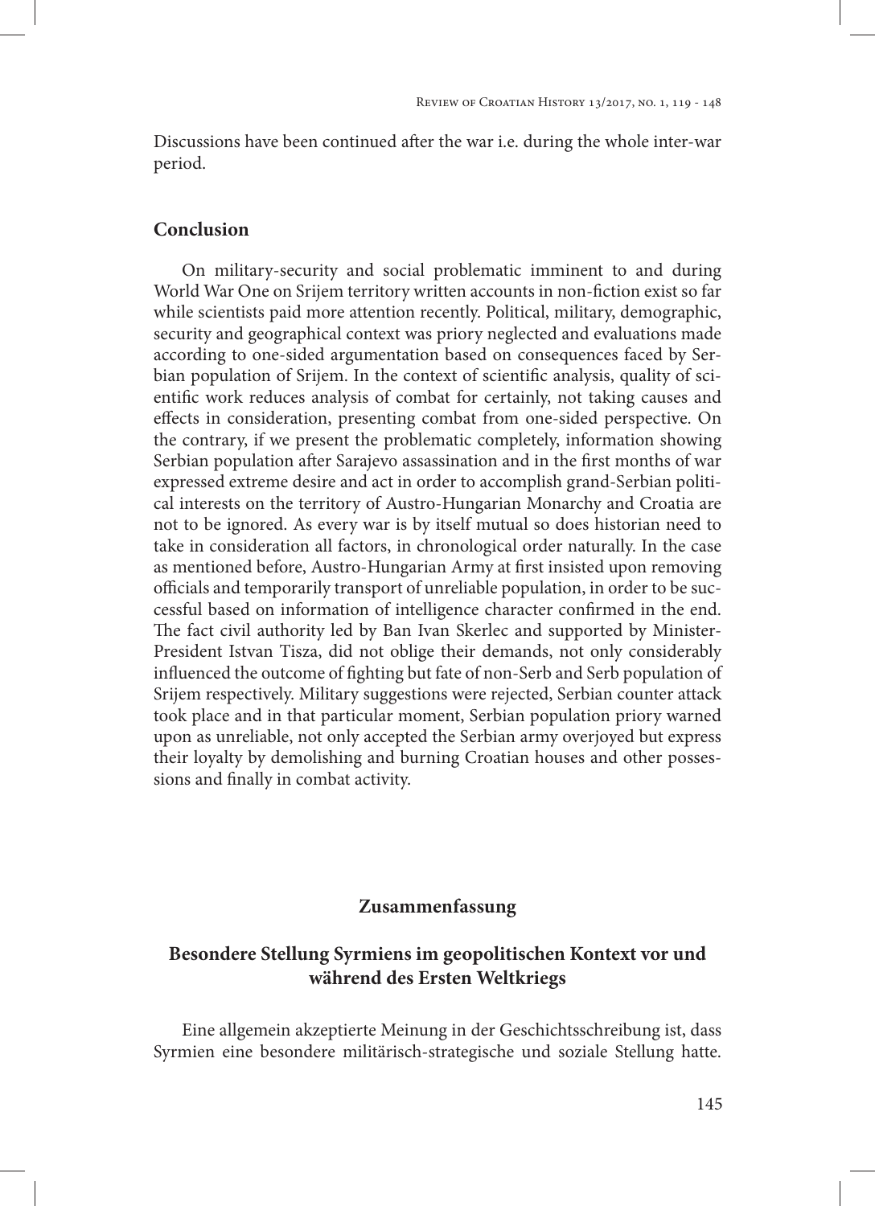Discussions have been continued after the war i.e. during the whole inter-war period.

## Conclusion

On military-security and social problematic imminent to and during World War One on Srijem territory written accounts in non-fiction exist so far while scientists paid more attention recently. Political, military, demographic, security and geographical context was priory neglected and evaluations made according to one-sided argumentation based on consequences faced by Serbian population of Srijem. In the context of scientific analysis, quality of scientific work reduces analysis of combat for certainly, not taking causes and effects in consideration, presenting combat from one-sided perspective. On the contrary, if we present the problematic completely, information showing Serbian population after Sarajevo assassination and in the first months of war expressed extreme desire and act in order to accomplish grand-Serbian political interests on the territory of Austro-Hungarian Monarchy and Croatia are not to be ignored. As every war is by itself mutual so does historian need to take in consideration all factors, in chronological order naturally. In the case as mentioned before, Austro-Hungarian Army at first insisted upon removing officials and temporarily transport of unreliable population, in order to be successful based on information of intelligence character confirmed in the end. The fact civil authority led by Ban Ivan Skerlec and supported by Minister-President Istvan Tisza, did not oblige their demands, not only considerably influenced the outcome of fighting but fate of non-Serb and Serb population of Srijem respectively. Military suggestions were rejected, Serbian counter attack took place and in that particular moment, Serbian population priory warned upon as unreliable, not only accepted the Serbian army overjoyed but express their loyalty by demolishing and burning Croatian houses and other possessions and finally in combat activity.

## Zusammenfassung

### Besondere Stellung Syrmiens im geopolitischen Kontext vor und während des Ersten Weltkriegs

Eine allgemein akzeptierte Meinung in der Geschichtsschreibung ist, dass Syrmien eine besondere militärisch-strategische und soziale Stellung hatte.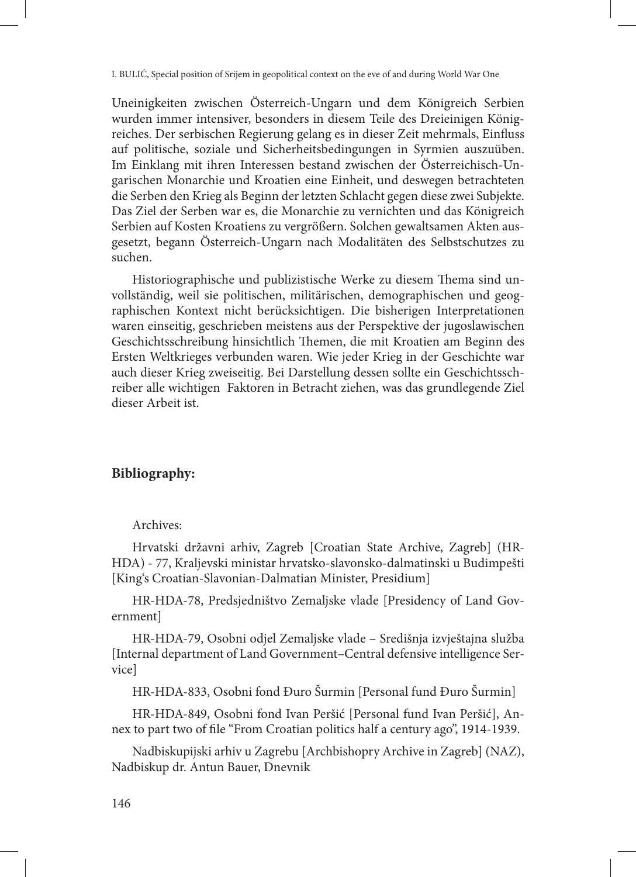Uneinigkeiten zwischen Österreich-Ungarn und dem Königreich Serbien wurden immer intensiver, besonders in diesem Teile des Dreieinigen Königreiches. Der serbischen Regierung gelang es in dieser Zeit mehrmals, Einfluss auf politische, soziale und Sicherheitsbedingungen in Syrmien auszuüben. Im Einklang mit ihren Interessen bestand zwischen der Österreichisch-Ungarischen Monarchie und Kroatien eine Einheit, und deswegen betrachteten die Serben den Krieg als Beginn der letzten Schlacht gegen diese zwei Subjekte. Das Ziel der Serben war es, die Monarchie zu vernichten und das Königreich Serbien auf Kosten Kroatiens zu vergrößern. Solchen gewaltsamen Akten ausgesetzt, begann Österreich-Ungarn nach Modalitäten des Selbstschutzes zu suchen.

Historiographische und publizistische Werke zu diesem Thema sind unvollständig, weil sie politischen, militärischen, demographischen und geographischen Kontext nicht berücksichtigen. Die bisherigen Interpretationen waren einseitig, geschrieben meistens aus der Perspektive der jugoslawischen Geschichtsschreibung hinsichtlich Themen, die mit Kroatien am Beginn des Ersten Weltkrieges verbunden waren. Wie jeder Krieg in der Geschichte war auch dieser Krieg zweiseitig. Bei Darstellung dessen sollte ein Geschichtsschreiber alle wichtigen Faktoren in Betracht ziehen, was das grundlegende Ziel dieser Arbeit ist.

## Bibliography:

Archives:

Hrvatski državni arhiv, Zagreb [Croatian State Archive, Zagreb] (HR-HDA) - 77, Kraljevski ministar hrvatsko-slavonsko-dalmatinski u Budimpešti [King's Croatian-Slavonian-Dalmatian Minister, Presidium]

HR-HDA-78, Predsjedništvo Zemaljske vlade [Presidency of Land Government]

HR-HDA-79, Osobni odjel Zemaljske vlade – Središnja izvještajna služba [Internal department of Land Government–Central defensive intelligence Service]

HR-HDA-833, Osobni fond Đuro Šurmin [Personal fund Đuro Šurmin]

HR-HDA-849, Osobni fond Ivan Peršić [Personal fund Ivan Peršić], Annex to part two of file "From Croatian politics half a century ago", 1914-1939.

Nadbiskupijski arhiv u Zagrebu [Archbishopry Archive in Zagreb] (NAZ), Nadbiskup dr. Antun Bauer, Dnevnik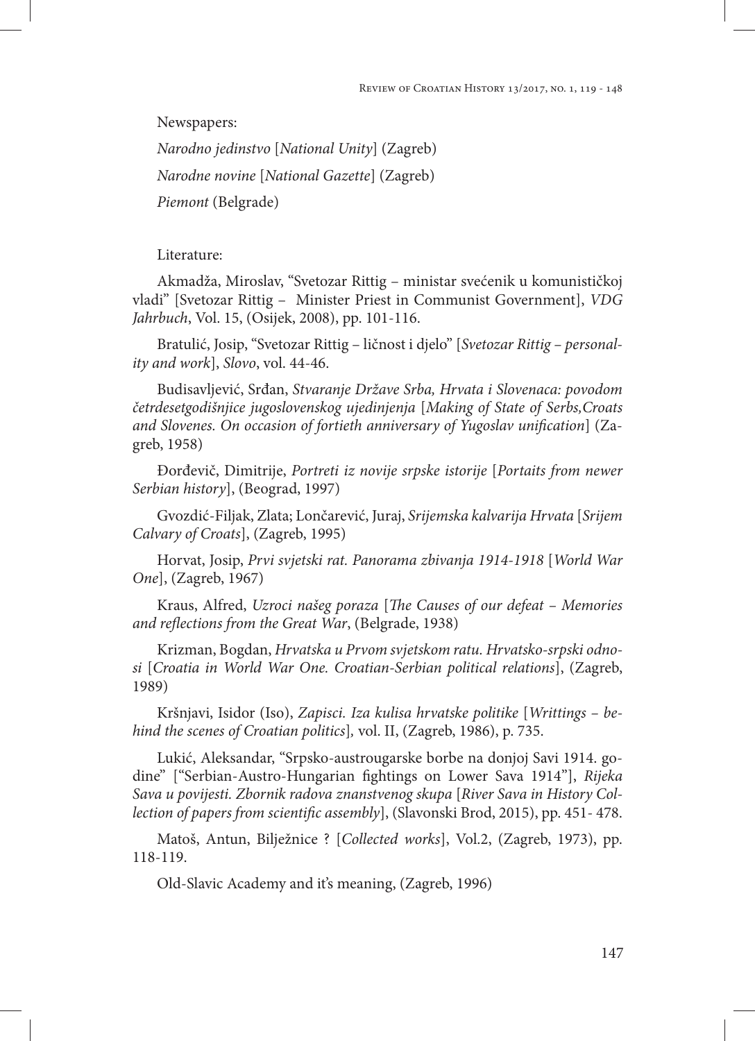Newspapers:

*Narodno jedinstvo* [*National Unity*] (Zagreb)

*Narodne novine* [*National Gazette*] (Zagreb)

*Piemont* (Belgrade)

Literature:

Akmadža, Miroslav, "Svetozar Rittig – ministar svećenik u komunističkoj vladi" [Svetozar Rittig – Minister Priest in Communist Government], *VDG Jahrbuch*, Vol. 15, (Osijek, 2008), pp. 101-116.

Bratulić, Josip, "Svetozar Rittig – ličnost i djelo" [*Svetozar Rittig – personality and work*], *Slovo*, vol. 44-46.

Budisavljević, Srđan, *Stvaranje Države Srba, Hrvata i Slovenaca: povodom četrdesetgodišnjice jugoslovenskog ujedinjenja* [*Making of State of Serbs,Croats and Slovenes. On occasion of fortieth anniversary of Yugoslav unification*] (Zagreb, 1958)

Đorđevič, Dimitrije, *Portreti iz novije srpske istorije* [*Portaits from newer Serbian history*], (Beograd, 1997)

Gvozdić-Filjak, Zlata; Lončarević, Juraj, *Srijemska kalvarija Hrvata* [*Srijem Calvary of Croats*], (Zagreb, 1995)

Horvat, Josip, *Prvi svjetski rat. Panorama zbivanja 1914-1918* [*World War One*], (Zagreb, 1967)

Kraus, Alfred, *Uzroci našeg poraza* [*The Causes of our defeat – Memories and reflections from the Great War*, (Belgrade, 1938)

Krizman, Bogdan, *Hrvatska u Prvom svjetskom ratu. Hrvatsko-srpski odnosi* [*Croatia in World War One. Croatian-Serbian political relations*], (Zagreb, 1989)

Kršnjavi, Isidor (Iso), *Zapisci. Iza kulisa hrvatske politike* [*Writtings – behind the scenes of Croatian politics*]*,* vol. II, (Zagreb, 1986), p. 735.

Lukić, Aleksandar, "Srpsko-austrougarske borbe na donjoj Savi 1914. godine" ["Serbian-Austro-Hungarian fightings on Lower Sava 1914"], *Rijeka Sava u povijesti. Zbornik radova znanstvenog skupa* [*River Sava in History Collection of papers from scientific assembly*], (Slavonski Brod, 2015), pp. 451- 478.

Matoš, Antun, Bilježnice ? [*Collected works*], Vol.2, (Zagreb, 1973), pp. 118-119.

Old-Slavic Academy and it's meaning, (Zagreb, 1996)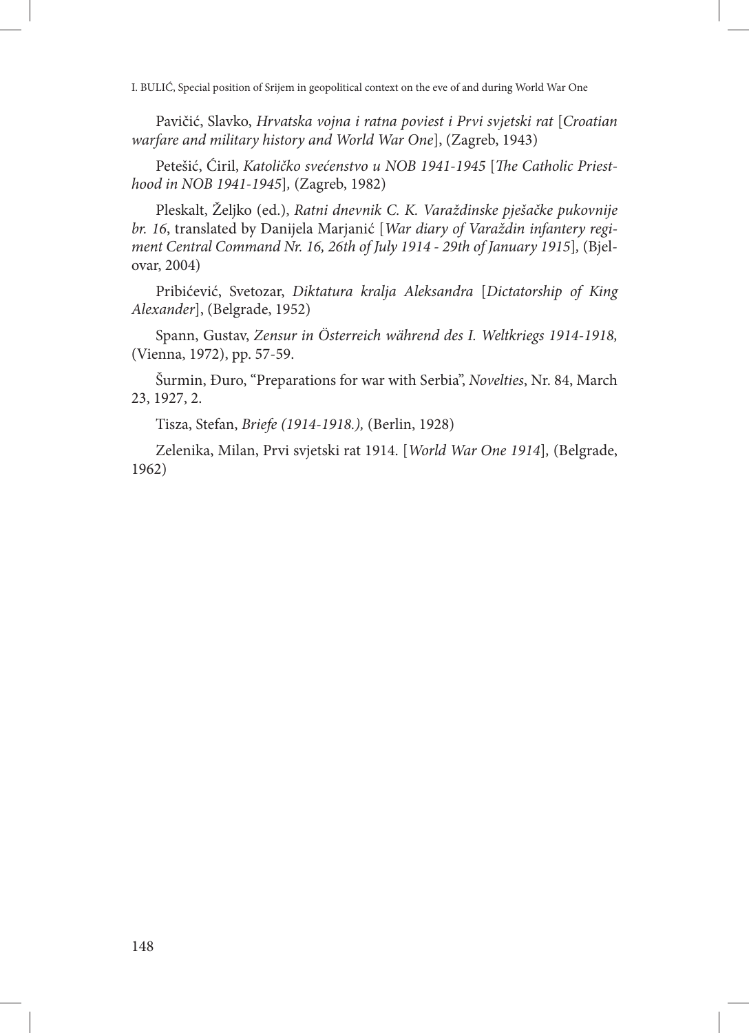Paviči​ć, Slavko, *Hrvatska vojna i ratna poviest i Prvi svjetski rat* [*Croatian warfare and military history and World War One*], (Zagreb, 1943)

Petešić, Ćiril, *Katoličko svećenstvo u NOB 1941-1945* [*The Catholic Priesthood in NOB 1941-1945*], (Zagreb, 1982)

Pleskalt, Željko (ed.), *Ratni dnevnik C. K. Varaždinske pješačke pukovnije br. 16*, translated by Danijela Marjanić [*War diary of Varaždin infantery regiment Central Command Nr. 16, 26th of July 1914 - 29th of January 1915*], (Bjelovar, 2004)

Pribićević, Svetozar, *Diktatura kralja Aleksandra* [*Dictatorship of King Alexander*], (Belgrade, 1952)

Spann, Gustav, *Zensur in Österreich während des I. Weltkriegs 1914-1918,* (Vienna, 1972), pp. 57-59.

Šurmin, Đuro, "Preparations for war with Serbia", *Novelties*, Nr. 84, March 23, 1927, 2.

Tisza, Stefan, *Briefe (1914-1918.),* (Berlin, 1928)

Zelenika, Milan, Prvi svjetski rat 1914. [*World War One 1914*], (Belgrade, 1962)